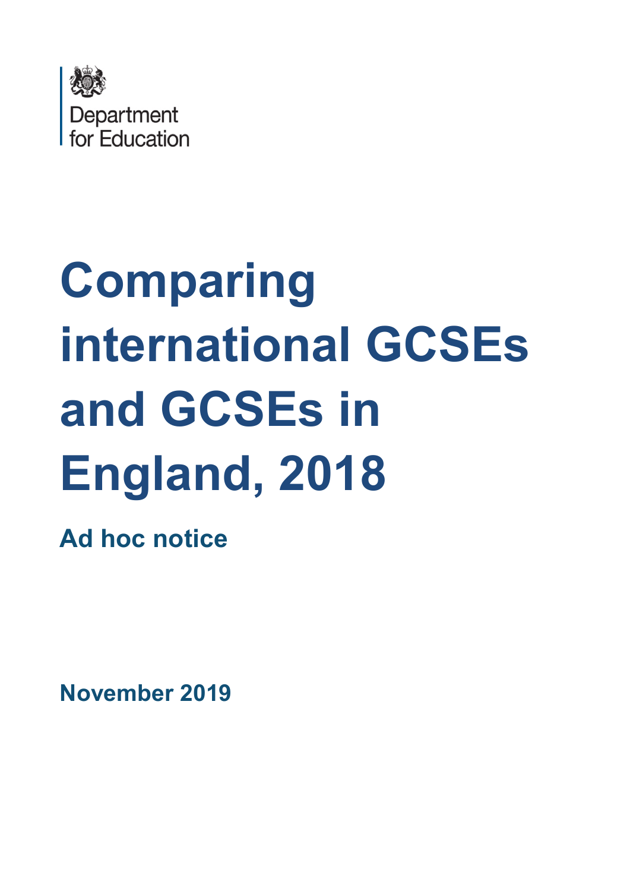Department for Education

# Comparing international GCSEs and GCSEs in England, 2018

## Ad hoc notice

November 2019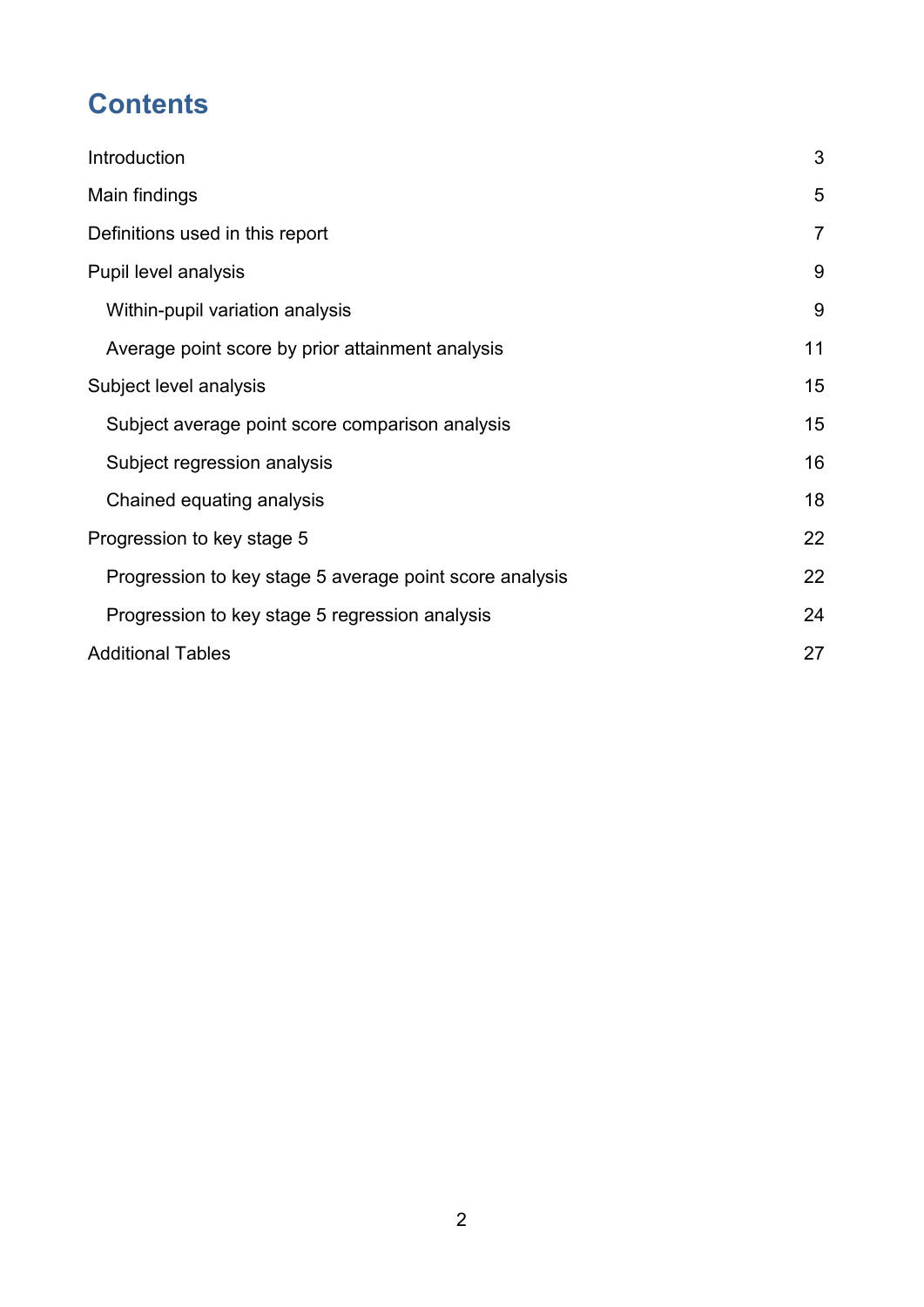# Contents

Introduction 3

Main findings 5

Definitions used in this report 7

Pupil level analysis 9

- Within-pupil variation analysis 9
- Average point score by prior attainment analysis 11

Subject level analysis 15

- Subject average point score comparison analysis 15
- Subject regression analysis 16
- Chained equating analysis 18

Progression to key stage 5 22

- Progression to key stage 5 average point score analysis 22
- Progression to key stage 5 regression analysis 24

Additional Tables 27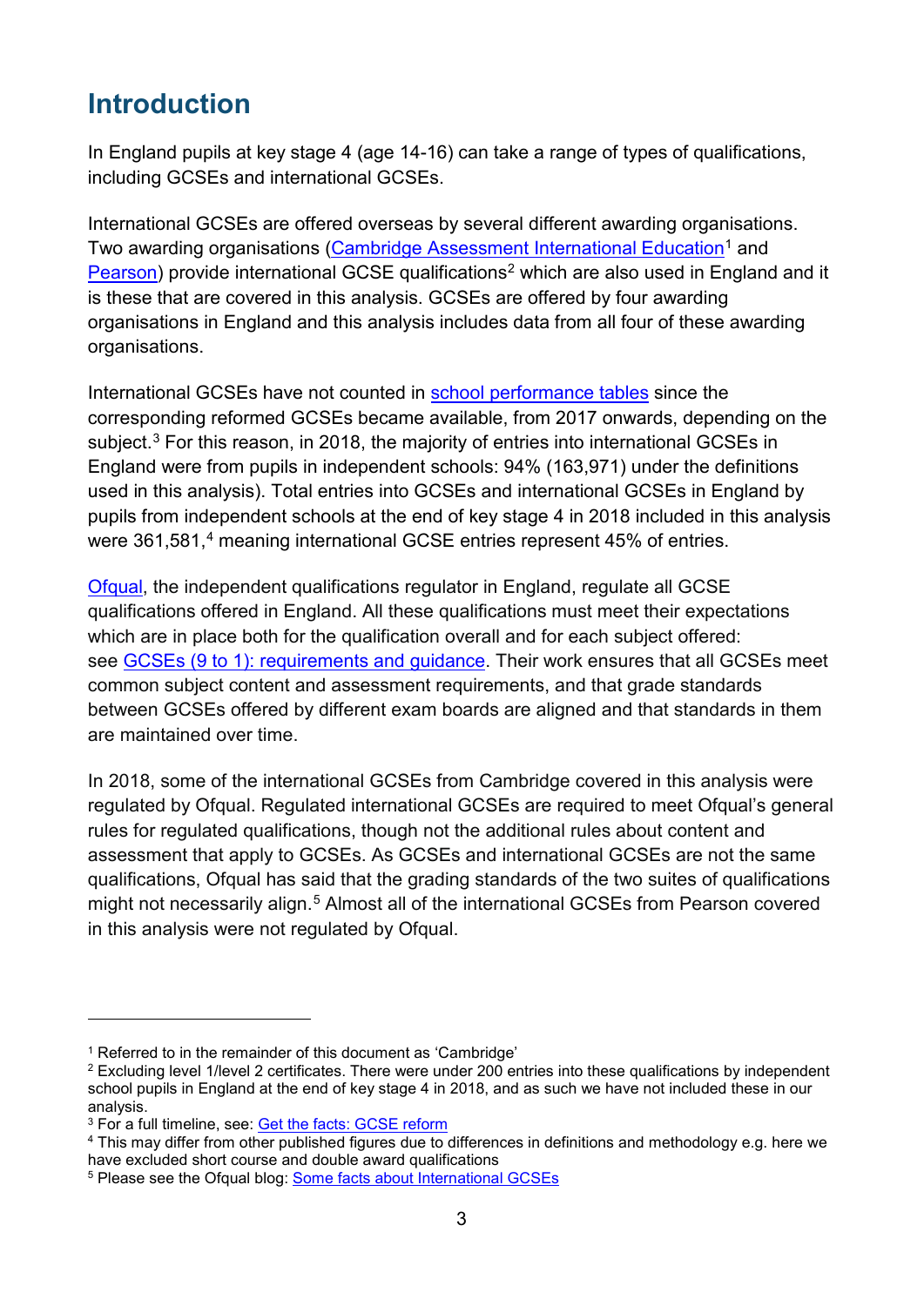## Introduction

In England pupils at key stage 4 (age 14-16) can take a range of types of qualifications, including GCSEs and international GCSEs.

International GCSEs are offered overseas by several different awarding organisations. Two awarding organisations (Cambridge Assessment International Education[1] and Pearson) provide international GCSE qualifications[2] which are also used in England and it is these that are covered in this analysis. GCSEs are offered by four awarding organisations in England and this analysis includes data from all four of these awarding organisations.

International GCSEs have not counted in school performance tables since the corresponding reformed GCSEs became available, from 2017 onwards, depending on the subject.[3] For this reason, in 2018, the majority of entries into international GCSEs in England were from pupils in independent schools: 94% (163,971) under the definitions used in this analysis). Total entries into GCSEs and international GCSEs in England by pupils from independent schools at the end of key stage 4 in 2018 included in this analysis were 361,581,[4] meaning international GCSE entries represent 45% of entries.

Ofqual, the independent qualifications regulator in England, regulate all GCSE qualifications offered in England. All these qualifications must meet their expectations which are in place both for the qualification overall and for each subject offered: see GCSEs (9 to 1): requirements and guidance. Their work ensures that all GCSEs meet common subject content and assessment requirements, and that grade standards between GCSEs offered by different exam boards are aligned and that standards in them are maintained over time.

In 2018, some of the international GCSEs from Cambridge covered in this analysis were regulated by Ofqual. Regulated international GCSEs are required to meet Ofqual's general rules for regulated qualifications, though not the additional rules about content and assessment that apply to GCSEs. As GCSEs and international GCSEs are not the same qualifications, Ofqual has said that the grading standards of the two suites of qualifications might not necessarily align.[5] Almost all of the international GCSEs from Pearson covered in this analysis were not regulated by Ofqual.

---

[1] Referred to in the remainder of this document as 'Cambridge'

[2] Excluding level 1/level 2 certificates. There were under 200 entries into these qualifications by independent school pupils in England at the end of key stage 4 in 2018, and as such we have not included these in our analysis.

[3] For a full timeline, see: Get the facts: GCSE reform

[4] This may differ from other published figures due to differences in definitions and methodology e.g. here we have excluded short course and double award qualifications

[5] Please see the Ofqual blog: Some facts about International GCSEs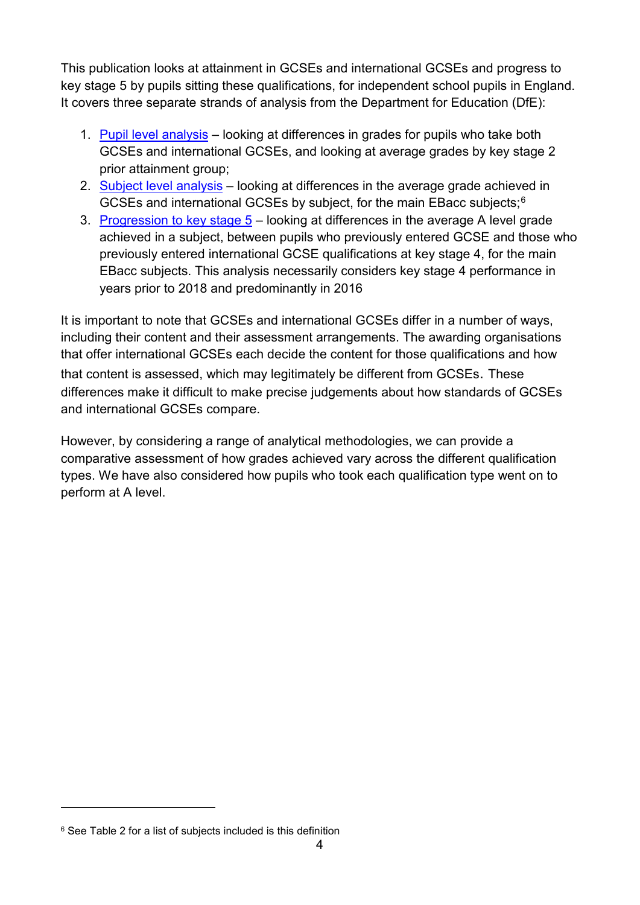This publication looks at attainment in GCSEs and international GCSEs and progress to key stage 5 by pupils sitting these qualifications, for independent school pupils in England. It covers three separate strands of analysis from the Department for Education (DfE):

1. Pupil level analysis – looking at differences in grades for pupils who take both GCSEs and international GCSEs, and looking at average grades by key stage 2 prior attainment group;
2. Subject level analysis – looking at differences in the average grade achieved in GCSEs and international GCSEs by subject, for the main EBacc subjects;[6]
3. Progression to key stage 5 – looking at differences in the average A level grade achieved in a subject, between pupils who previously entered GCSE and those who previously entered international GCSE qualifications at key stage 4, for the main EBacc subjects. This analysis necessarily considers key stage 4 performance in years prior to 2018 and predominantly in 2016

It is important to note that GCSEs and international GCSEs differ in a number of ways, including their content and their assessment arrangements. The awarding organisations that offer international GCSEs each decide the content for those qualifications and how that content is assessed, which may legitimately be different from GCSEs. These differences make it difficult to make precise judgements about how standards of GCSEs and international GCSEs compare.

However, by considering a range of analytical methodologies, we can provide a comparative assessment of how grades achieved vary across the different qualification types. We have also considered how pupils who took each qualification type went on to perform at A level.

---

[6] See Table 2 for a list of subjects included is this definition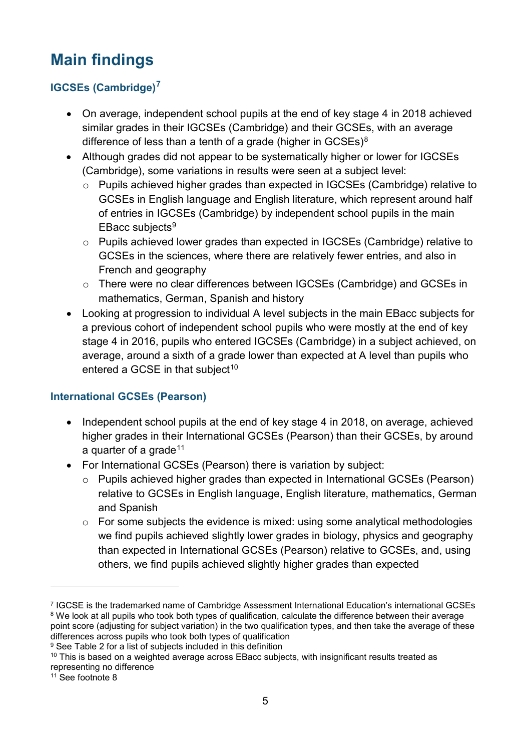# Main findings

## IGCSEs (Cambridge)[7]

- On average, independent school pupils at the end of key stage 4 in 2018 achieved similar grades in their IGCSEs (Cambridge) and their GCSEs, with an average difference of less than a tenth of a grade (higher in GCSEs)[8]
- Although grades did not appear to be systematically higher or lower for IGCSEs (Cambridge), some variations in results were seen at a subject level:
  - Pupils achieved higher grades than expected in IGCSEs (Cambridge) relative to GCSEs in English language and English literature, which represent around half of entries in IGCSEs (Cambridge) by independent school pupils in the main EBacc subjects[9]
  - Pupils achieved lower grades than expected in IGCSEs (Cambridge) relative to GCSEs in the sciences, where there are relatively fewer entries, and also in French and geography
  - There were no clear differences between IGCSEs (Cambridge) and GCSEs in mathematics, German, Spanish and history
- Looking at progression to individual A level subjects in the main EBacc subjects for a previous cohort of independent school pupils who were mostly at the end of key stage 4 in 2016, pupils who entered IGCSEs (Cambridge) in a subject achieved, on average, around a sixth of a grade lower than expected at A level than pupils who entered a GCSE in that subject[10]

## International GCSEs (Pearson)

- Independent school pupils at the end of key stage 4 in 2018, on average, achieved higher grades in their International GCSEs (Pearson) than their GCSEs, by around a quarter of a grade[11]
- For International GCSEs (Pearson) there is variation by subject:
  - Pupils achieved higher grades than expected in International GCSEs (Pearson) relative to GCSEs in English language, English literature, mathematics, German and Spanish
  - For some subjects the evidence is mixed: using some analytical methodologies we find pupils achieved slightly lower grades in biology, physics and geography than expected in International GCSEs (Pearson) relative to GCSEs, and, using others, we find pupils achieved slightly higher grades than expected

---

[7] IGCSE is the trademarked name of Cambridge Assessment International Education's international GCSEs

[8] We look at all pupils who took both types of qualification, calculate the difference between their average point score (adjusting for subject variation) in the two qualification types, and then take the average of these differences across pupils who took both types of qualification

[9] See Table 2 for a list of subjects included in this definition

[10] This is based on a weighted average across EBacc subjects, with insignificant results treated as representing no difference

[11] See footnote 8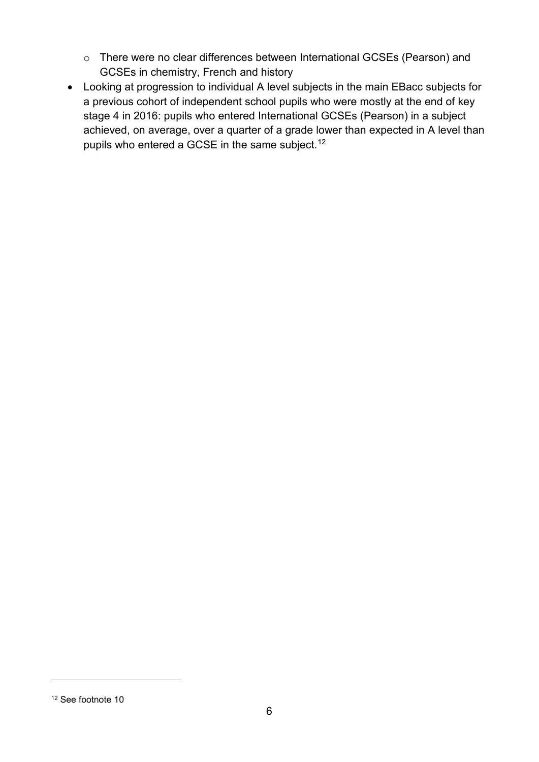- There were no clear differences between International GCSEs (Pearson) and GCSEs in chemistry, French and history
- Looking at progression to individual A level subjects in the main EBacc subjects for a previous cohort of independent school pupils who were mostly at the end of key stage 4 in 2016: pupils who entered International GCSEs (Pearson) in a subject achieved, on average, over a quarter of a grade lower than expected in A level than pupils who entered a GCSE in the same subject.[12]

[12] See footnote 10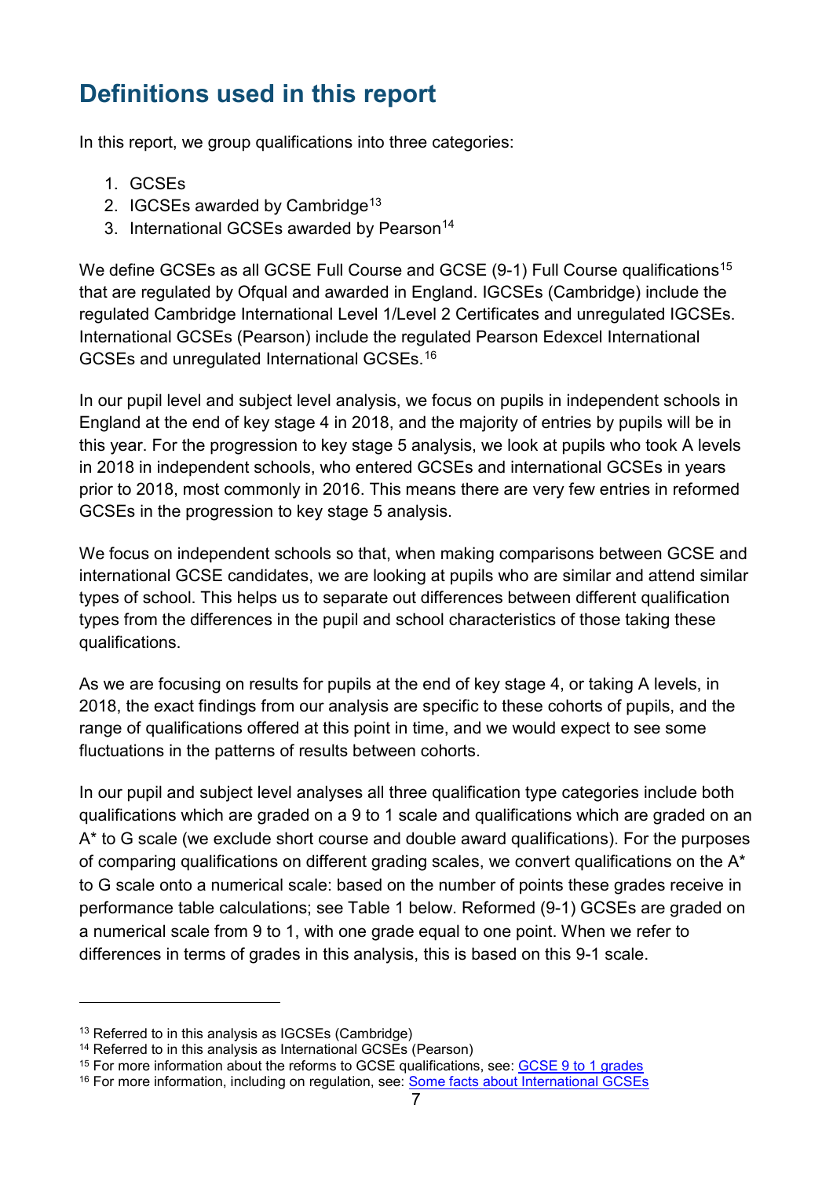## Definitions used in this report

In this report, we group qualifications into three categories:

1. GCSEs
2. IGCSEs awarded by Cambridge[13]
3. International GCSEs awarded by Pearson[14]

We define GCSEs as all GCSE Full Course and GCSE (9-1) Full Course qualifications[15] that are regulated by Ofqual and awarded in England. IGCSEs (Cambridge) include the regulated Cambridge International Level 1/Level 2 Certificates and unregulated IGCSEs. International GCSEs (Pearson) include the regulated Pearson Edexcel International GCSEs and unregulated International GCSEs.[16]

In our pupil level and subject level analysis, we focus on pupils in independent schools in England at the end of key stage 4 in 2018, and the majority of entries by pupils will be in this year. For the progression to key stage 5 analysis, we look at pupils who took A levels in 2018 in independent schools, who entered GCSEs and international GCSEs in years prior to 2018, most commonly in 2016. This means there are very few entries in reformed GCSEs in the progression to key stage 5 analysis.

We focus on independent schools so that, when making comparisons between GCSE and international GCSE candidates, we are looking at pupils who are similar and attend similar types of school. This helps us to separate out differences between different qualification types from the differences in the pupil and school characteristics of those taking these qualifications.

As we are focusing on results for pupils at the end of key stage 4, or taking A levels, in 2018, the exact findings from our analysis are specific to these cohorts of pupils, and the range of qualifications offered at this point in time, and we would expect to see some fluctuations in the patterns of results between cohorts.

In our pupil and subject level analyses all three qualification type categories include both qualifications which are graded on a 9 to 1 scale and qualifications which are graded on an A* to G scale (we exclude short course and double award qualifications). For the purposes of comparing qualifications on different grading scales, we convert qualifications on the A* to G scale onto a numerical scale: based on the number of points these grades receive in performance table calculations; see Table 1 below. Reformed (9-1) GCSEs are graded on a numerical scale from 9 to 1, with one grade equal to one point. When we refer to differences in terms of grades in this analysis, this is based on this 9-1 scale.

---

[13] Referred to in this analysis as IGCSEs (Cambridge)

[14] Referred to in this analysis as International GCSEs (Pearson)

[15] For more information about the reforms to GCSE qualifications, see: GCSE 9 to 1 grades

[16] For more information, including on regulation, see: Some facts about International GCSEs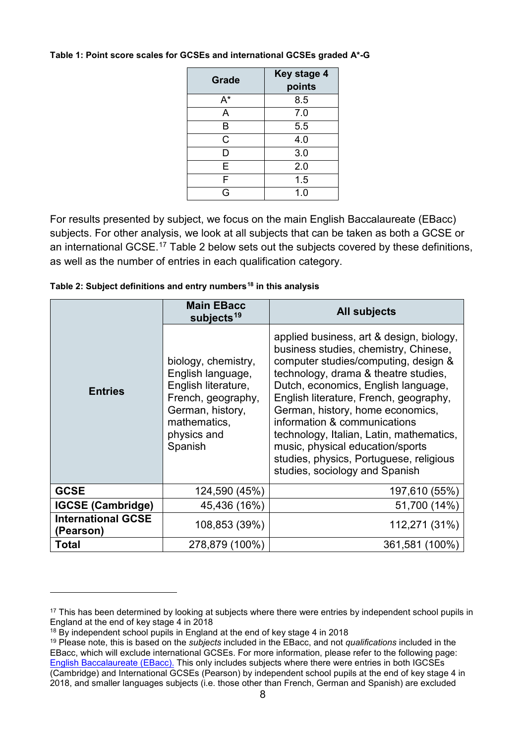**Table 1: Point score scales for GCSEs and international GCSEs graded A*-G**

| Grade | Key stage 4 points |
|---|---|
| A* | 8.5 |
| A | 7.0 |
| B | 5.5 |
| C | 4.0 |
| D | 3.0 |
| E | 2.0 |
| F | 1.5 |
| G | 1.0 |

For results presented by subject, we focus on the main English Baccalaureate (EBacc) subjects. For other analysis, we look at all subjects that can be taken as both a GCSE or an international GCSE.[17] Table 2 below sets out the subjects covered by these definitions, as well as the number of entries in each qualification category.

**Table 2: Subject definitions and entry numbers[18] in this analysis**

| | Main EBacc subjects[19] | All subjects |
|---|---|---|
| **Entries** | biology, chemistry, English language, English literature, French, geography, German, history, mathematics, physics and Spanish | applied business, art & design, biology, business studies, chemistry, Chinese, computer studies/computing, design & technology, drama & theatre studies, Dutch, economics, English language, English literature, French, geography, German, history, home economics, information & communications technology, Italian, Latin, mathematics, music, physical education/sports studies, physics, Portuguese, religious studies, sociology and Spanish |
| **GCSE** | 124,590 (45%) | 197,610 (55%) |
| **IGCSE (Cambridge)** | 45,436 (16%) | 51,700 (14%) |
| **International GCSE (Pearson)** | 108,853 (39%) | 112,271 (31%) |
| **Total** | 278,879 (100%) | 361,581 (100%) |

[17] This has been determined by looking at subjects where there were entries by independent school pupils in England at the end of key stage 4 in 2018

[18] By independent school pupils in England at the end of key stage 4 in 2018

[19] Please note, this is based on the *subjects* included in the EBacc, and not *qualifications* included in the EBacc, which will exclude international GCSEs. For more information, please refer to the following page: English Baccalaureate (EBacc). This only includes subjects where there were entries in both IGCSEs (Cambridge) and International GCSEs (Pearson) by independent school pupils at the end of key stage 4 in 2018, and smaller languages subjects (i.e. those other than French, German and Spanish) are excluded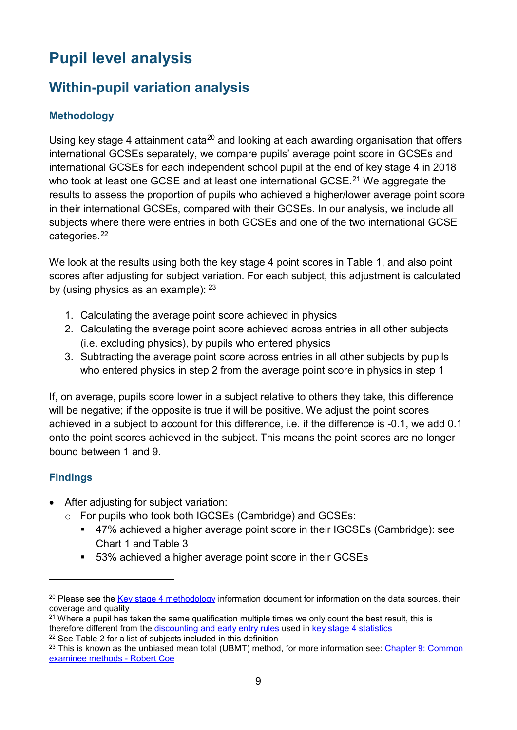# Pupil level analysis

## Within-pupil variation analysis

### Methodology

Using key stage 4 attainment data[20] and looking at each awarding organisation that offers international GCSEs separately, we compare pupils' average point score in GCSEs and international GCSEs for each independent school pupil at the end of key stage 4 in 2018 who took at least one GCSE and at least one international GCSE.[21] We aggregate the results to assess the proportion of pupils who achieved a higher/lower average point score in their international GCSEs, compared with their GCSEs. In our analysis, we include all subjects where there were entries in both GCSEs and one of the two international GCSE categories.[22]

We look at the results using both the key stage 4 point scores in Table 1, and also point scores after adjusting for subject variation. For each subject, this adjustment is calculated by (using physics as an example): [23]

1. Calculating the average point score achieved in physics
2. Calculating the average point score achieved across entries in all other subjects (i.e. excluding physics), by pupils who entered physics
3. Subtracting the average point score across entries in all other subjects by pupils who entered physics in step 2 from the average point score in physics in step 1

If, on average, pupils score lower in a subject relative to others they take, this difference will be negative; if the opposite is true it will be positive. We adjust the point scores achieved in a subject to account for this difference, i.e. if the difference is -0.1, we add 0.1 onto the point scores achieved in the subject. This means the point scores are no longer bound between 1 and 9.

### Findings

- After adjusting for subject variation:
  - For pupils who took both IGCSEs (Cambridge) and GCSEs:
    - 47% achieved a higher average point score in their IGCSEs (Cambridge): see Chart 1 and Table 3
    - 53% achieved a higher average point score in their GCSEs

---

[20] Please see the Key stage 4 methodology information document for information on the data sources, their coverage and quality

[21] Where a pupil has taken the same qualification multiple times we only count the best result, this is therefore different from the discounting and early entry rules used in key stage 4 statistics

[22] See Table 2 for a list of subjects included in this definition

[23] This is known as the unbiased mean total (UBMT) method, for more information see: Chapter 9: Common examinee methods - Robert Coe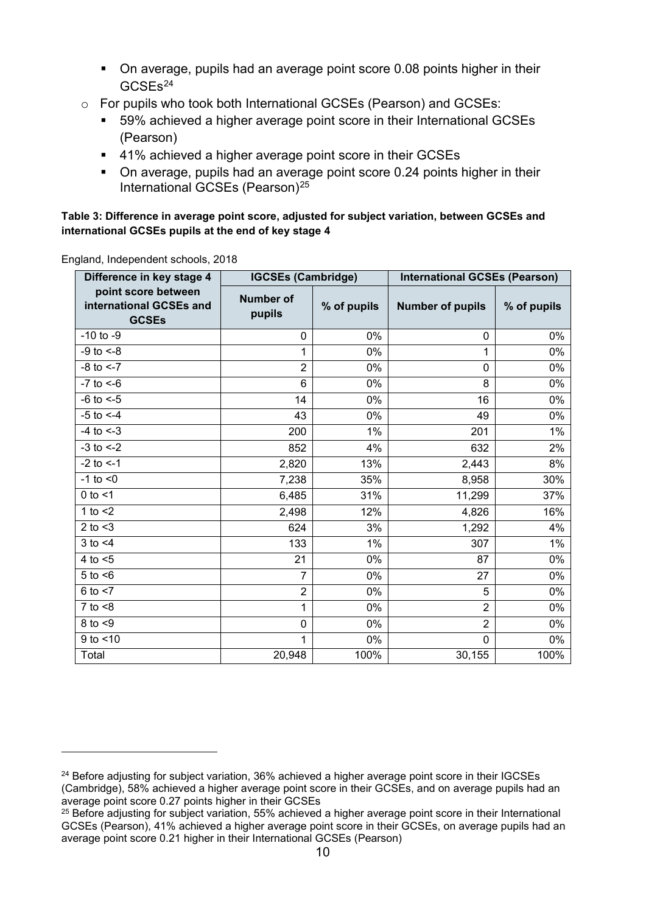- On average, pupils had an average point score 0.08 points higher in their GCSEs[24]
- For pupils who took both International GCSEs (Pearson) and GCSEs:
   - 59% achieved a higher average point score in their International GCSEs (Pearson)
   - 41% achieved a higher average point score in their GCSEs
   - On average, pupils had an average point score 0.24 points higher in their International GCSEs (Pearson)[25]

**Table 3: Difference in average point score, adjusted for subject variation, between GCSEs and international GCSEs pupils at the end of key stage 4**

England, Independent schools, 2018

| Difference in key stage 4 point score between international GCSEs and GCSEs | IGCSEs (Cambridge) | | International GCSEs (Pearson) | |
|---|---|---|---|---|
| | Number of pupils | % of pupils | Number of pupils | % of pupils |
| -10 to -9 | 0 | 0% | 0 | 0% |
| -9 to <-8 | 1 | 0% | 1 | 0% |
| -8 to <-7 | 2 | 0% | 0 | 0% |
| -7 to <-6 | 6 | 0% | 8 | 0% |
| -6 to <-5 | 14 | 0% | 16 | 0% |
| -5 to <-4 | 43 | 0% | 49 | 0% |
| -4 to <-3 | 200 | 1% | 201 | 1% |
| -3 to <-2 | 852 | 4% | 632 | 2% |
| -2 to <-1 | 2,820 | 13% | 2,443 | 8% |
| -1 to <0 | 7,238 | 35% | 8,958 | 30% |
| 0 to <1 | 6,485 | 31% | 11,299 | 37% |
| 1 to <2 | 2,498 | 12% | 4,826 | 16% |
| 2 to <3 | 624 | 3% | 1,292 | 4% |
| 3 to <4 | 133 | 1% | 307 | 1% |
| 4 to <5 | 21 | 0% | 87 | 0% |
| 5 to <6 | 7 | 0% | 27 | 0% |
| 6 to <7 | 2 | 0% | 5 | 0% |
| 7 to <8 | 1 | 0% | 2 | 0% |
| 8 to <9 | 0 | 0% | 2 | 0% |
| 9 to <10 | 1 | 0% | 0 | 0% |
| Total | 20,948 | 100% | 30,155 | 100% |

---

[24] Before adjusting for subject variation, 36% achieved a higher average point score in their IGCSEs (Cambridge), 58% achieved a higher average point score in their GCSEs, and on average pupils had an average point score 0.27 points higher in their GCSEs

[25] Before adjusting for subject variation, 55% achieved a higher average point score in their International GCSEs (Pearson), 41% achieved a higher average point score in their GCSEs, on average pupils had an average point score 0.21 higher in their International GCSEs (Pearson)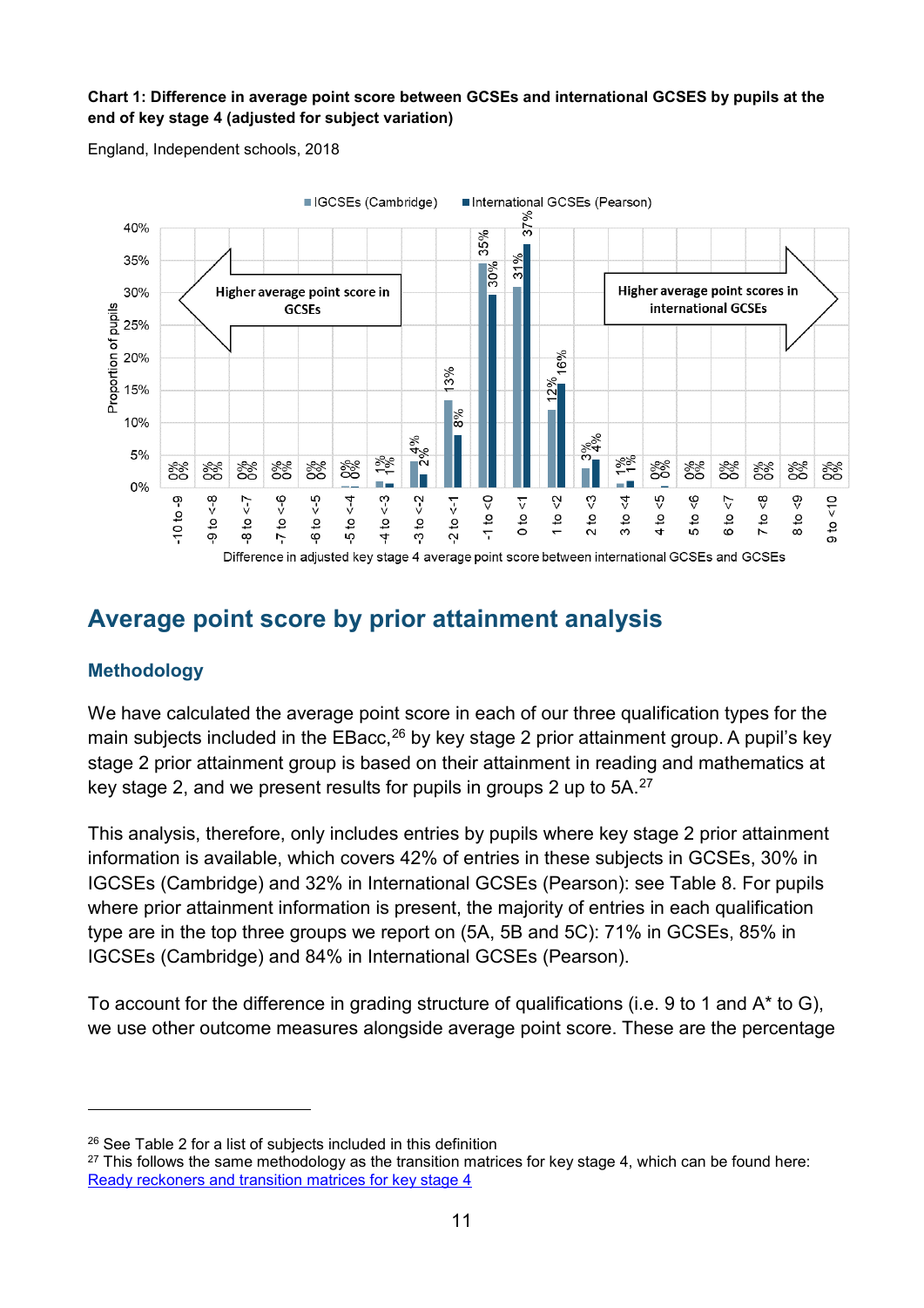**Chart 1: Difference in average point score between GCSEs and international GCSES by pupils at the end of key stage 4 (adjusted for subject variation)**

England, Independent schools, 2018

Left arrow: Higher average point score in GCSEs. Right arrow: Higher average point scores in international GCSEs.

| Difference in adjusted key stage 4 average point score between international GCSEs and GCSEs | IGCSEs (Cambridge) | International GCSEs (Pearson) |
|---|---|---|
| -10 to -9 | 0% | 0% |
| -9 to <-8 | 0% | 0% |
| -8 to <-7 | 0% | 0% |
| -7 to <-6 | 0% | 0% |
| -6 to <-5 | 0% | 0% |
| -5 to <-4 | 0% | 0% |
| -4 to <-3 | 1% | 1% |
| -3 to <-2 | 4% | 2% |
| -2 to <-1 | 13% | 8% |
| -1 to <0 | 35% | 30% |
| 0 to <1 | 31% | 37% |
| 1 to <2 | 12% | 16% |
| 2 to <3 | 3% | 4% |
| 3 to <4 | 1% | 1% |
| 4 to <5 | 0% | 0% |
| 5 to <6 | 0% | 0% |
| 6 to <7 | 0% | 0% |
| 7 to <8 | 0% | 0% |
| 8 to <9 | 0% | 0% |
| 9 to <10 | 0% | 0% |

## Average point score by prior attainment analysis

### Methodology

We have calculated the average point score in each of our three qualification types for the main subjects included in the EBacc,[26] by key stage 2 prior attainment group. A pupil's key stage 2 prior attainment group is based on their attainment in reading and mathematics at key stage 2, and we present results for pupils in groups 2 up to 5A.[27]

This analysis, therefore, only includes entries by pupils where key stage 2 prior attainment information is available, which covers 42% of entries in these subjects in GCSEs, 30% in IGCSEs (Cambridge) and 32% in International GCSEs (Pearson): see Table 8. For pupils where prior attainment information is present, the majority of entries in each qualification type are in the top three groups we report on (5A, 5B and 5C): 71% in GCSEs, 85% in IGCSEs (Cambridge) and 84% in International GCSEs (Pearson).

To account for the difference in grading structure of qualifications (i.e. 9 to 1 and A* to G), we use other outcome measures alongside average point score. These are the percentage

---

[26] See Table 2 for a list of subjects included in this definition

[27] This follows the same methodology as the transition matrices for key stage 4, which can be found here: Ready reckoners and transition matrices for key stage 4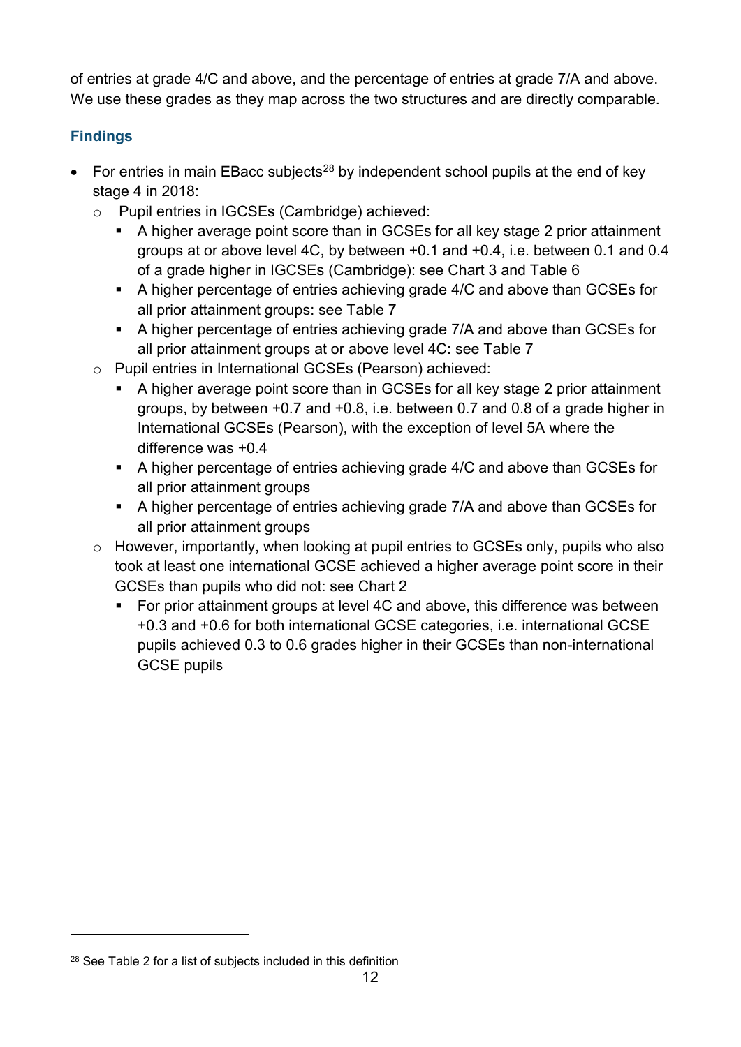of entries at grade 4/C and above, and the percentage of entries at grade 7/A and above. We use these grades as they map across the two structures and are directly comparable.

### Findings

- For entries in main EBacc subjects[28] by independent school pupils at the end of key stage 4 in 2018:
  - Pupil entries in IGCSEs (Cambridge) achieved:
    - A higher average point score than in GCSEs for all key stage 2 prior attainment groups at or above level 4C, by between +0.1 and +0.4, i.e. between 0.1 and 0.4 of a grade higher in IGCSEs (Cambridge): see Chart 3 and Table 6
    - A higher percentage of entries achieving grade 4/C and above than GCSEs for all prior attainment groups: see Table 7
    - A higher percentage of entries achieving grade 7/A and above than GCSEs for all prior attainment groups at or above level 4C: see Table 7
  - Pupil entries in International GCSEs (Pearson) achieved:
    - A higher average point score than in GCSEs for all key stage 2 prior attainment groups, by between +0.7 and +0.8, i.e. between 0.7 and 0.8 of a grade higher in International GCSEs (Pearson), with the exception of level 5A where the difference was +0.4
    - A higher percentage of entries achieving grade 4/C and above than GCSEs for all prior attainment groups
    - A higher percentage of entries achieving grade 7/A and above than GCSEs for all prior attainment groups
  - However, importantly, when looking at pupil entries to GCSEs only, pupils who also took at least one international GCSE achieved a higher average point score in their GCSEs than pupils who did not: see Chart 2
    - For prior attainment groups at level 4C and above, this difference was between +0.3 and +0.6 for both international GCSE categories, i.e. international GCSE pupils achieved 0.3 to 0.6 grades higher in their GCSEs than non-international GCSE pupils

[28] See Table 2 for a list of subjects included in this definition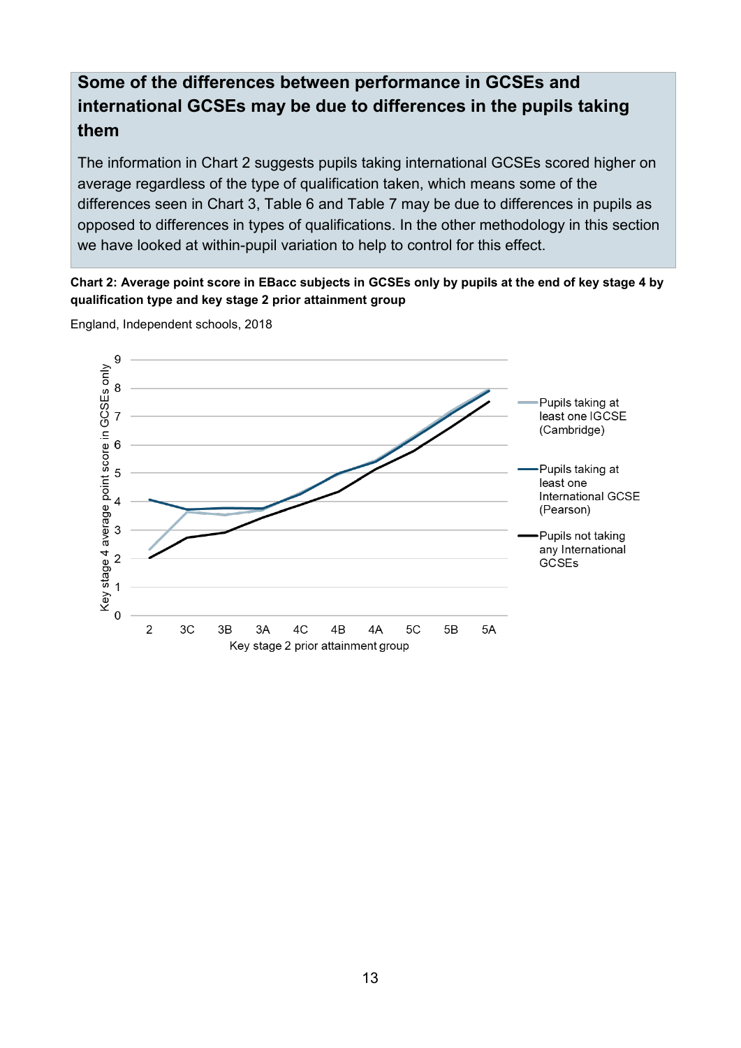## Some of the differences between performance in GCSEs and international GCSEs may be due to differences in the pupils taking them

The information in Chart 2 suggests pupils taking international GCSEs scored higher on average regardless of the type of qualification taken, which means some of the differences seen in Chart 3, Table 6 and Table 7 may be due to differences in pupils as opposed to differences in types of qualifications. In the other methodology in this section we have looked at within-pupil variation to help to control for this effect.

**Chart 2: Average point score in EBacc subjects in GCSEs only by pupils at the end of key stage 4 by qualification type and key stage 2 prior attainment group**

England, Independent schools, 2018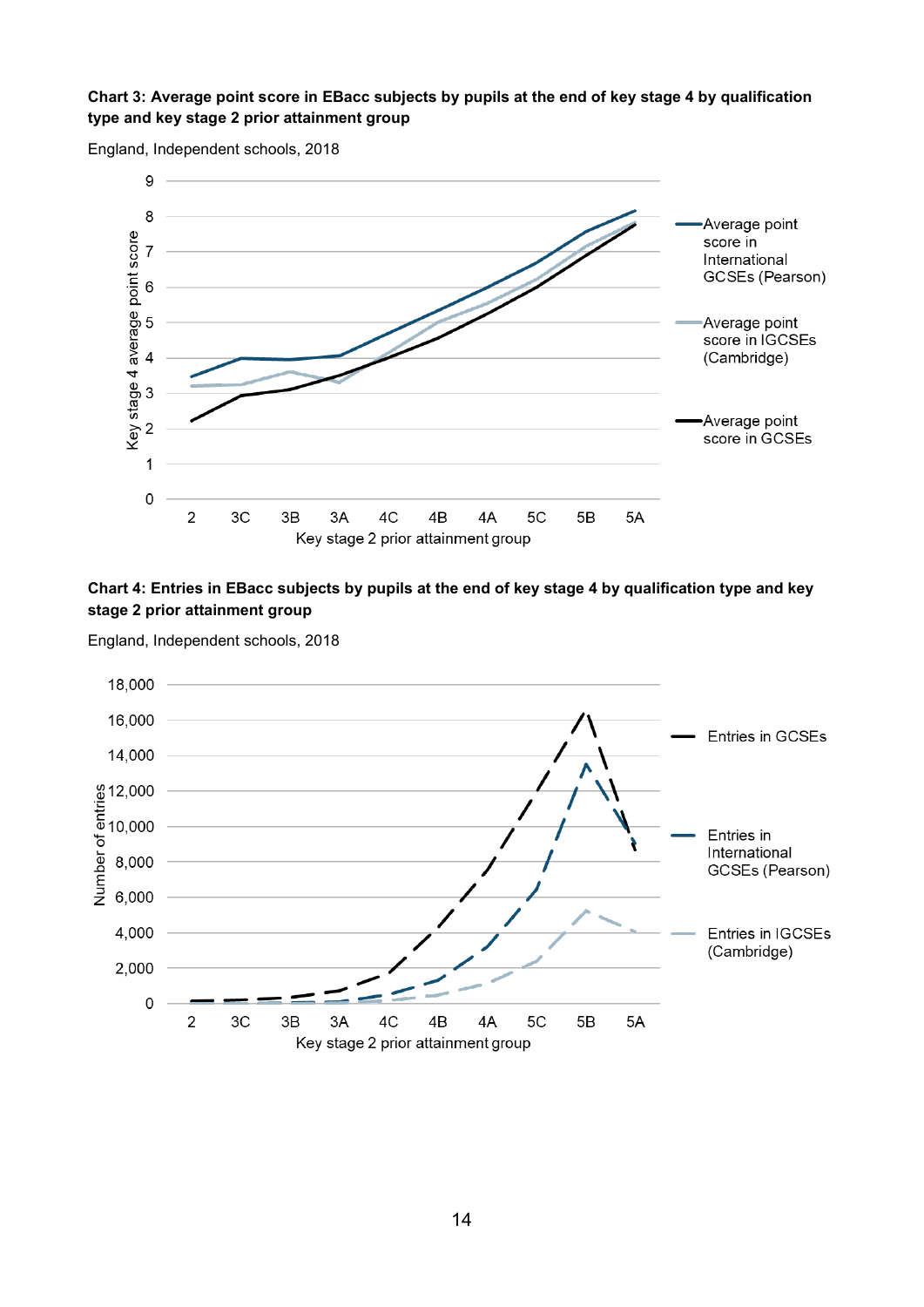**Chart 3: Average point score in EBacc subjects by pupils at the end of key stage 4 by qualification type and key stage 2 prior attainment group**

England, Independent schools, 2018

**Chart 4: Entries in EBacc subjects by pupils at the end of key stage 4 by qualification type and key stage 2 prior attainment group**

England, Independent schools, 2018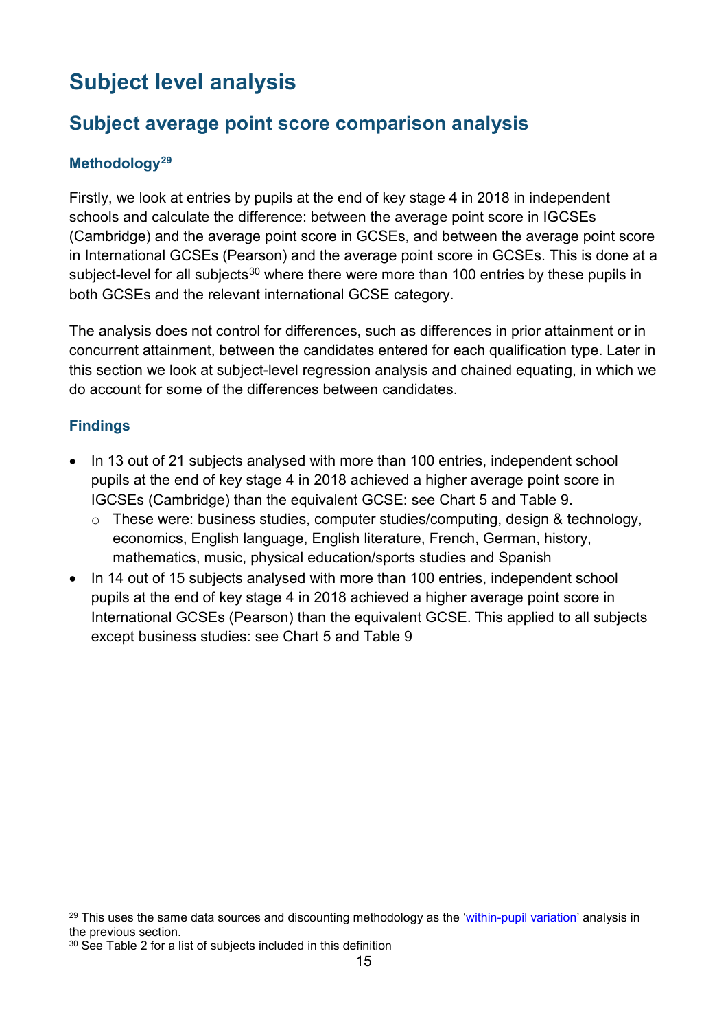# Subject level analysis

## Subject average point score comparison analysis

### Methodology[29]

Firstly, we look at entries by pupils at the end of key stage 4 in 2018 in independent schools and calculate the difference: between the average point score in IGCSEs (Cambridge) and the average point score in GCSEs, and between the average point score in International GCSEs (Pearson) and the average point score in GCSEs. This is done at a subject-level for all subjects[30] where there were more than 100 entries by these pupils in both GCSEs and the relevant international GCSE category.

The analysis does not control for differences, such as differences in prior attainment or in concurrent attainment, between the candidates entered for each qualification type. Later in this section we look at subject-level regression analysis and chained equating, in which we do account for some of the differences between candidates.

### Findings

- In 13 out of 21 subjects analysed with more than 100 entries, independent school pupils at the end of key stage 4 in 2018 achieved a higher average point score in IGCSEs (Cambridge) than the equivalent GCSE: see Chart 5 and Table 9.
  - These were: business studies, computer studies/computing, design & technology, economics, English language, English literature, French, German, history, mathematics, music, physical education/sports studies and Spanish
- In 14 out of 15 subjects analysed with more than 100 entries, independent school pupils at the end of key stage 4 in 2018 achieved a higher average point score in International GCSEs (Pearson) than the equivalent GCSE. This applied to all subjects except business studies: see Chart 5 and Table 9

---

[29] This uses the same data sources and discounting methodology as the 'within-pupil variation' analysis in the previous section.

[30] See Table 2 for a list of subjects included in this definition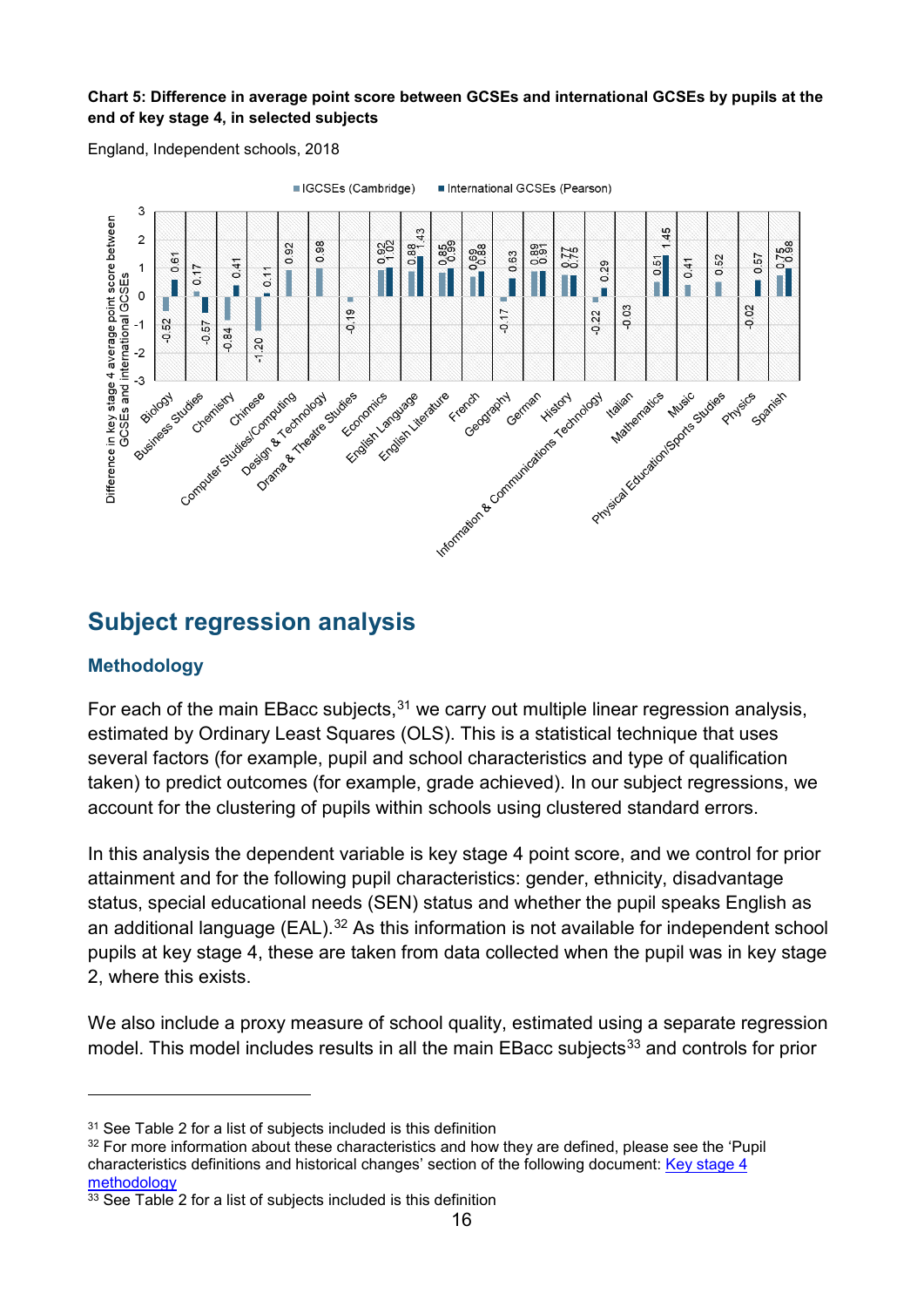**Chart 5: Difference in average point score between GCSEs and international GCSEs by pupils at the end of key stage 4, in selected subjects**

England, Independent schools, 2018

| Subject | IGCSEs (Cambridge) | International GCSEs (Pearson) |
|---|---|---|
| Biology | -0.52 | 0.61 |
| Business Studies | 0.17 | -0.57 |
| Chemistry | -0.84 | 0.41 |
| Chinese | -1.20 | 0.11 |
| Computer Studies/Computing | 0.92 | |
| Design & Technology | 0.98 | |
| Drama & Theatre Studies | -0.19 | |
| Economics | 0.92 | 1.02 |
| English Language | 0.88 | 1.43 |
| English Literature | 0.85 | 0.99 |
| French | 0.69 | 0.88 |
| Geography | -0.17 | 0.63 |
| German | 0.89 | 0.91 |
| History | 0.77 | 0.75 |
| Information & Communications Technology | -0.22 | 0.29 |
| Italian | -0.03 | |
| Mathematics | 0.51 | 1.45 |
| Music | 0.41 | |
| Physical Education/Sports Studies | 0.52 | |
| Physics | -0.02 | 0.57 |
| Spanish | 0.75 | 0.98 |

Y-axis: Difference in key stage 4 average point score between GCSEs and international GCSEs

## Subject regression analysis

### Methodology

For each of the main EBacc subjects,[31] we carry out multiple linear regression analysis, estimated by Ordinary Least Squares (OLS). This is a statistical technique that uses several factors (for example, pupil and school characteristics and type of qualification taken) to predict outcomes (for example, grade achieved). In our subject regressions, we account for the clustering of pupils within schools using clustered standard errors.

In this analysis the dependent variable is key stage 4 point score, and we control for prior attainment and for the following pupil characteristics: gender, ethnicity, disadvantage status, special educational needs (SEN) status and whether the pupil speaks English as an additional language (EAL).[32] As this information is not available for independent school pupils at key stage 4, these are taken from data collected when the pupil was in key stage 2, where this exists.

We also include a proxy measure of school quality, estimated using a separate regression model. This model includes results in all the main EBacc subjects[33] and controls for prior

---

[31] See Table 2 for a list of subjects included is this definition

[32] For more information about these characteristics and how they are defined, please see the 'Pupil characteristics definitions and historical changes' section of the following document: [Key stage 4 methodology]

[33] See Table 2 for a list of subjects included is this definition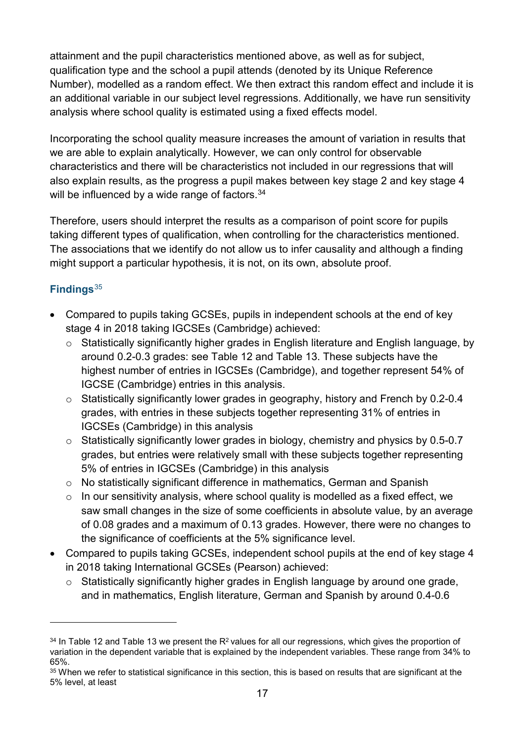attainment and the pupil characteristics mentioned above, as well as for subject, qualification type and the school a pupil attends (denoted by its Unique Reference Number), modelled as a random effect. We then extract this random effect and include it is an additional variable in our subject level regressions. Additionally, we have run sensitivity analysis where school quality is estimated using a fixed effects model.

Incorporating the school quality measure increases the amount of variation in results that we are able to explain analytically. However, we can only control for observable characteristics and there will be characteristics not included in our regressions that will also explain results, as the progress a pupil makes between key stage 2 and key stage 4 will be influenced by a wide range of factors.[34]

Therefore, users should interpret the results as a comparison of point score for pupils taking different types of qualification, when controlling for the characteristics mentioned. The associations that we identify do not allow us to infer causality and although a finding might support a particular hypothesis, it is not, on its own, absolute proof.

### Findings[35]

- Compared to pupils taking GCSEs, pupils in independent schools at the end of key stage 4 in 2018 taking IGCSEs (Cambridge) achieved:
  - Statistically significantly higher grades in English literature and English language, by around 0.2-0.3 grades: see Table 12 and Table 13. These subjects have the highest number of entries in IGCSEs (Cambridge), and together represent 54% of IGCSE (Cambridge) entries in this analysis.
  - Statistically significantly lower grades in geography, history and French by 0.2-0.4 grades, with entries in these subjects together representing 31% of entries in IGCSEs (Cambridge) in this analysis
  - Statistically significantly lower grades in biology, chemistry and physics by 0.5-0.7 grades, but entries were relatively small with these subjects together representing 5% of entries in IGCSEs (Cambridge) in this analysis
  - No statistically significant difference in mathematics, German and Spanish
  - In our sensitivity analysis, where school quality is modelled as a fixed effect, we saw small changes in the size of some coefficients in absolute value, by an average of 0.08 grades and a maximum of 0.13 grades. However, there were no changes to the significance of coefficients at the 5% significance level.
- Compared to pupils taking GCSEs, independent school pupils at the end of key stage 4 in 2018 taking International GCSEs (Pearson) achieved:
  - Statistically significantly higher grades in English language by around one grade, and in mathematics, English literature, German and Spanish by around 0.4-0.6

---

[34] In Table 12 and Table 13 we present the $R^2$ values for all our regressions, which gives the proportion of variation in the dependent variable that is explained by the independent variables. These range from 34% to 65%.

[35] When we refer to statistical significance in this section, this is based on results that are significant at the 5% level, at least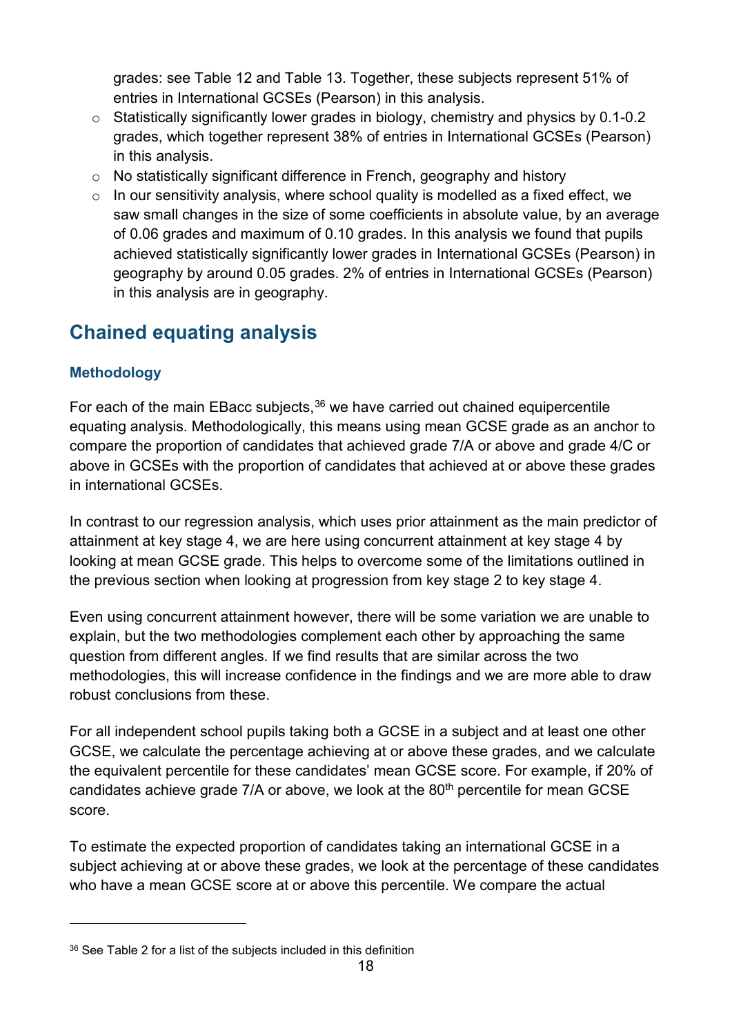grades: see Table 12 and Table 13. Together, these subjects represent 51% of entries in International GCSEs (Pearson) in this analysis.

- Statistically significantly lower grades in biology, chemistry and physics by 0.1-0.2 grades, which together represent 38% of entries in International GCSEs (Pearson) in this analysis.
- No statistically significant difference in French, geography and history
- In our sensitivity analysis, where school quality is modelled as a fixed effect, we saw small changes in the size of some coefficients in absolute value, by an average of 0.06 grades and maximum of 0.10 grades. In this analysis we found that pupils achieved statistically significantly lower grades in International GCSEs (Pearson) in geography by around 0.05 grades. 2% of entries in International GCSEs (Pearson) in this analysis are in geography.

## Chained equating analysis

### Methodology

For each of the main EBacc subjects,[36] we have carried out chained equipercentile equating analysis. Methodologically, this means using mean GCSE grade as an anchor to compare the proportion of candidates that achieved grade 7/A or above and grade 4/C or above in GCSEs with the proportion of candidates that achieved at or above these grades in international GCSEs.

In contrast to our regression analysis, which uses prior attainment as the main predictor of attainment at key stage 4, we are here using concurrent attainment at key stage 4 by looking at mean GCSE grade. This helps to overcome some of the limitations outlined in the previous section when looking at progression from key stage 2 to key stage 4.

Even using concurrent attainment however, there will be some variation we are unable to explain, but the two methodologies complement each other by approaching the same question from different angles. If we find results that are similar across the two methodologies, this will increase confidence in the findings and we are more able to draw robust conclusions from these.

For all independent school pupils taking both a GCSE in a subject and at least one other GCSE, we calculate the percentage achieving at or above these grades, and we calculate the equivalent percentile for these candidates' mean GCSE score. For example, if 20% of candidates achieve grade 7/A or above, we look at the 80th percentile for mean GCSE score.

To estimate the expected proportion of candidates taking an international GCSE in a subject achieving at or above these grades, we look at the percentage of these candidates who have a mean GCSE score at or above this percentile. We compare the actual

[36] See Table 2 for a list of the subjects included in this definition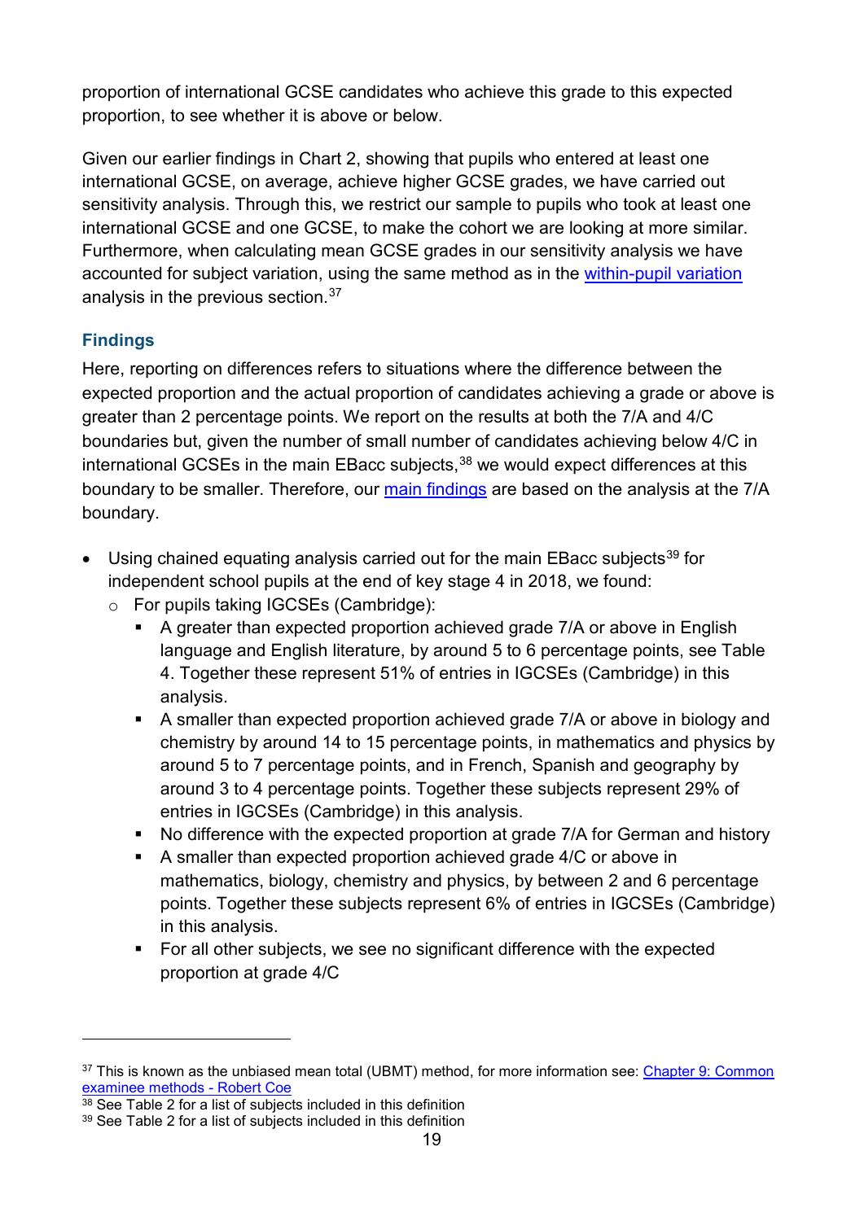proportion of international GCSE candidates who achieve this grade to this expected proportion, to see whether it is above or below.

Given our earlier findings in Chart 2, showing that pupils who entered at least one international GCSE, on average, achieve higher GCSE grades, we have carried out sensitivity analysis. Through this, we restrict our sample to pupils who took at least one international GCSE and one GCSE, to make the cohort we are looking at more similar. Furthermore, when calculating mean GCSE grades in our sensitivity analysis we have accounted for subject variation, using the same method as in the [within-pupil variation](#) analysis in the previous section.[37]

### Findings

Here, reporting on differences refers to situations where the difference between the expected proportion and the actual proportion of candidates achieving a grade or above is greater than 2 percentage points. We report on the results at both the 7/A and 4/C boundaries but, given the number of small number of candidates achieving below 4/C in international GCSEs in the main EBacc subjects,[38] we would expect differences at this boundary to be smaller. Therefore, our [main findings](#) are based on the analysis at the 7/A boundary.

- Using chained equating analysis carried out for the main EBacc subjects[39] for independent school pupils at the end of key stage 4 in 2018, we found:
  - For pupils taking IGCSEs (Cambridge):
    - A greater than expected proportion achieved grade 7/A or above in English language and English literature, by around 5 to 6 percentage points, see Table 4. Together these represent 51% of entries in IGCSEs (Cambridge) in this analysis.
    - A smaller than expected proportion achieved grade 7/A or above in biology and chemistry by around 14 to 15 percentage points, in mathematics and physics by around 5 to 7 percentage points, and in French, Spanish and geography by around 3 to 4 percentage points. Together these subjects represent 29% of entries in IGCSEs (Cambridge) in this analysis.
    - No difference with the expected proportion at grade 7/A for German and history
    - A smaller than expected proportion achieved grade 4/C or above in mathematics, biology, chemistry and physics, by between 2 and 6 percentage points. Together these subjects represent 6% of entries in IGCSEs (Cambridge) in this analysis.
    - For all other subjects, we see no significant difference with the expected proportion at grade 4/C

---

[37] This is known as the unbiased mean total (UBMT) method, for more information see: [Chapter 9: Common examinee methods - Robert Coe](#)

[38] See Table 2 for a list of subjects included in this definition

[39] See Table 2 for a list of subjects included in this definition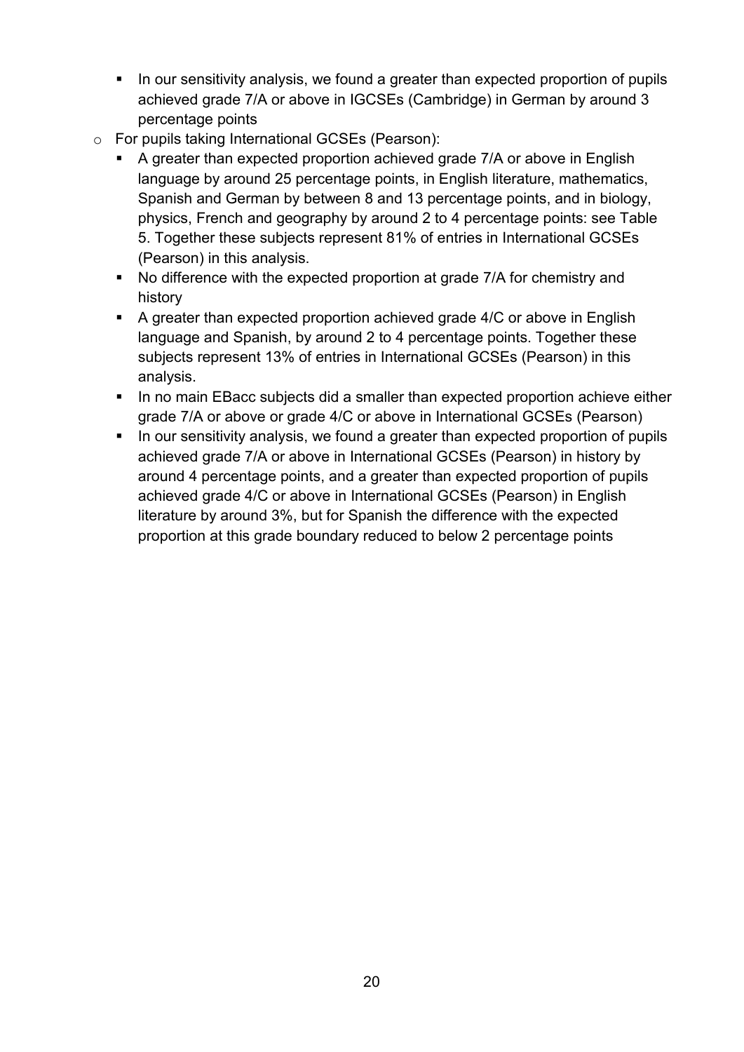- In our sensitivity analysis, we found a greater than expected proportion of pupils achieved grade 7/A or above in IGCSEs (Cambridge) in German by around 3 percentage points
  - For pupils taking International GCSEs (Pearson):
    - A greater than expected proportion achieved grade 7/A or above in English language by around 25 percentage points, in English literature, mathematics, Spanish and German by between 8 and 13 percentage points, and in biology, physics, French and geography by around 2 to 4 percentage points: see Table 5. Together these subjects represent 81% of entries in International GCSEs (Pearson) in this analysis.
    - No difference with the expected proportion at grade 7/A for chemistry and history
    - A greater than expected proportion achieved grade 4/C or above in English language and Spanish, by around 2 to 4 percentage points. Together these subjects represent 13% of entries in International GCSEs (Pearson) in this analysis.
    - In no main EBacc subjects did a smaller than expected proportion achieve either grade 7/A or above or grade 4/C or above in International GCSEs (Pearson)
    - In our sensitivity analysis, we found a greater than expected proportion of pupils achieved grade 7/A or above in International GCSEs (Pearson) in history by around 4 percentage points, and a greater than expected proportion of pupils achieved grade 4/C or above in International GCSEs (Pearson) in English literature by around 3%, but for Spanish the difference with the expected proportion at this grade boundary reduced to below 2 percentage points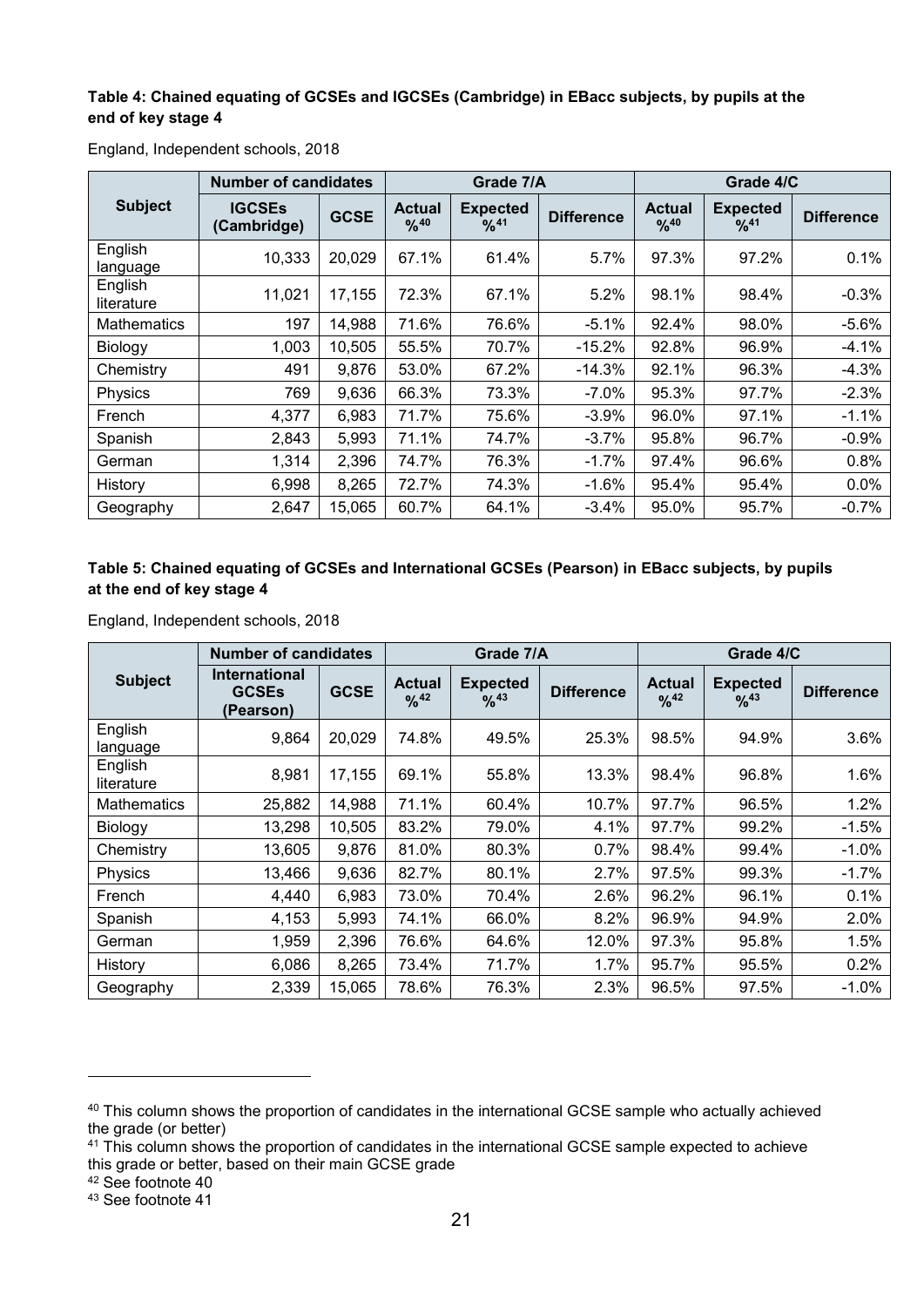**Table 4: Chained equating of GCSEs and IGCSEs (Cambridge) in EBacc subjects, by pupils at the end of key stage 4**

England, Independent schools, 2018

| Subject | Number of candidates | | Grade 7/A | | | Grade 4/C | | |
|---|---|---|---|---|---|---|---|---|
| | IGCSEs (Cambridge) | GCSE | Actual %[40] | Expected %[41] | Difference | Actual %[40] | Expected %[41] | Difference |
| English language | 10,333 | 20,029 | 67.1% | 61.4% | 5.7% | 97.3% | 97.2% | 0.1% |
| English literature | 11,021 | 17,155 | 72.3% | 67.1% | 5.2% | 98.1% | 98.4% | -0.3% |
| Mathematics | 197 | 14,988 | 71.6% | 76.6% | -5.1% | 92.4% | 98.0% | -5.6% |
| Biology | 1,003 | 10,505 | 55.5% | 70.7% | -15.2% | 92.8% | 96.9% | -4.1% |
| Chemistry | 491 | 9,876 | 53.0% | 67.2% | -14.3% | 92.1% | 96.3% | -4.3% |
| Physics | 769 | 9,636 | 66.3% | 73.3% | -7.0% | 95.3% | 97.7% | -2.3% |
| French | 4,377 | 6,983 | 71.7% | 75.6% | -3.9% | 96.0% | 97.1% | -1.1% |
| Spanish | 2,843 | 5,993 | 71.1% | 74.7% | -3.7% | 95.8% | 96.7% | -0.9% |
| German | 1,314 | 2,396 | 74.7% | 76.3% | -1.7% | 97.4% | 96.6% | 0.8% |
| History | 6,998 | 8,265 | 72.7% | 74.3% | -1.6% | 95.4% | 95.4% | 0.0% |
| Geography | 2,647 | 15,065 | 60.7% | 64.1% | -3.4% | 95.0% | 95.7% | -0.7% |

**Table 5: Chained equating of GCSEs and International GCSEs (Pearson) in EBacc subjects, by pupils at the end of key stage 4**

England, Independent schools, 2018

| Subject | Number of candidates | | Grade 7/A | | | Grade 4/C | | |
|---|---|---|---|---|---|---|---|---|
| | International GCSEs (Pearson) | GCSE | Actual %[42] | Expected %[43] | Difference | Actual %[42] | Expected %[43] | Difference |
| English language | 9,864 | 20,029 | 74.8% | 49.5% | 25.3% | 98.5% | 94.9% | 3.6% |
| English literature | 8,981 | 17,155 | 69.1% | 55.8% | 13.3% | 98.4% | 96.8% | 1.6% |
| Mathematics | 25,882 | 14,988 | 71.1% | 60.4% | 10.7% | 97.7% | 96.5% | 1.2% |
| Biology | 13,298 | 10,505 | 83.2% | 79.0% | 4.1% | 97.7% | 99.2% | -1.5% |
| Chemistry | 13,605 | 9,876 | 81.0% | 80.3% | 0.7% | 98.4% | 99.4% | -1.0% |
| Physics | 13,466 | 9,636 | 82.7% | 80.1% | 2.7% | 97.5% | 99.3% | -1.7% |
| French | 4,440 | 6,983 | 73.0% | 70.4% | 2.6% | 96.2% | 96.1% | 0.1% |
| Spanish | 4,153 | 5,993 | 74.1% | 66.0% | 8.2% | 96.9% | 94.9% | 2.0% |
| German | 1,959 | 2,396 | 76.6% | 64.6% | 12.0% | 97.3% | 95.8% | 1.5% |
| History | 6,086 | 8,265 | 73.4% | 71.7% | 1.7% | 95.7% | 95.5% | 0.2% |
| Geography | 2,339 | 15,065 | 78.6% | 76.3% | 2.3% | 96.5% | 97.5% | -1.0% |

[40] This column shows the proportion of candidates in the international GCSE sample who actually achieved the grade (or better)

[41] This column shows the proportion of candidates in the international GCSE sample expected to achieve this grade or better, based on their main GCSE grade

[42] See footnote 40

[43] See footnote 41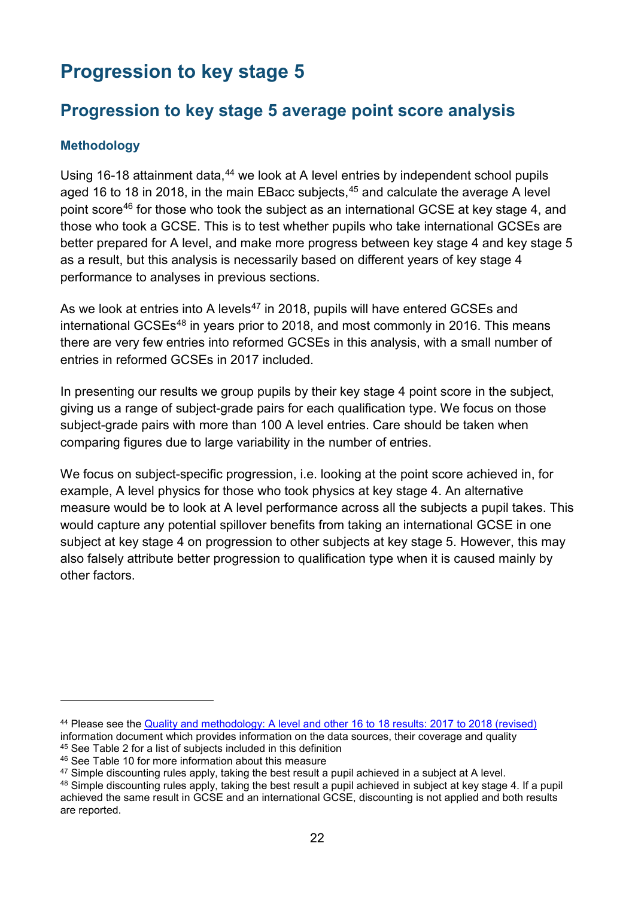# Progression to key stage 5

## Progression to key stage 5 average point score analysis

### Methodology

Using 16-18 attainment data,[44] we look at A level entries by independent school pupils aged 16 to 18 in 2018, in the main EBacc subjects,[45] and calculate the average A level point score[46] for those who took the subject as an international GCSE at key stage 4, and those who took a GCSE. This is to test whether pupils who take international GCSEs are better prepared for A level, and make more progress between key stage 4 and key stage 5 as a result, but this analysis is necessarily based on different years of key stage 4 performance to analyses in previous sections.

As we look at entries into A levels[47] in 2018, pupils will have entered GCSEs and international GCSEs[48] in years prior to 2018, and most commonly in 2016. This means there are very few entries into reformed GCSEs in this analysis, with a small number of entries in reformed GCSEs in 2017 included.

In presenting our results we group pupils by their key stage 4 point score in the subject, giving us a range of subject-grade pairs for each qualification type. We focus on those subject-grade pairs with more than 100 A level entries. Care should be taken when comparing figures due to large variability in the number of entries.

We focus on subject-specific progression, i.e. looking at the point score achieved in, for example, A level physics for those who took physics at key stage 4. An alternative measure would be to look at A level performance across all the subjects a pupil takes. This would capture any potential spillover benefits from taking an international GCSE in one subject at key stage 4 on progression to other subjects at key stage 5. However, this may also falsely attribute better progression to qualification type when it is caused mainly by other factors.

---

[44] Please see the [Quality and methodology: A level and other 16 to 18 results: 2017 to 2018 (revised)]() information document which provides information on the data sources, their coverage and quality

[45] See Table 2 for a list of subjects included in this definition

[46] See Table 10 for more information about this measure

[47] Simple discounting rules apply, taking the best result a pupil achieved in a subject at A level.

[48] Simple discounting rules apply, taking the best result a pupil achieved in subject at key stage 4. If a pupil achieved the same result in GCSE and an international GCSE, discounting is not applied and both results are reported.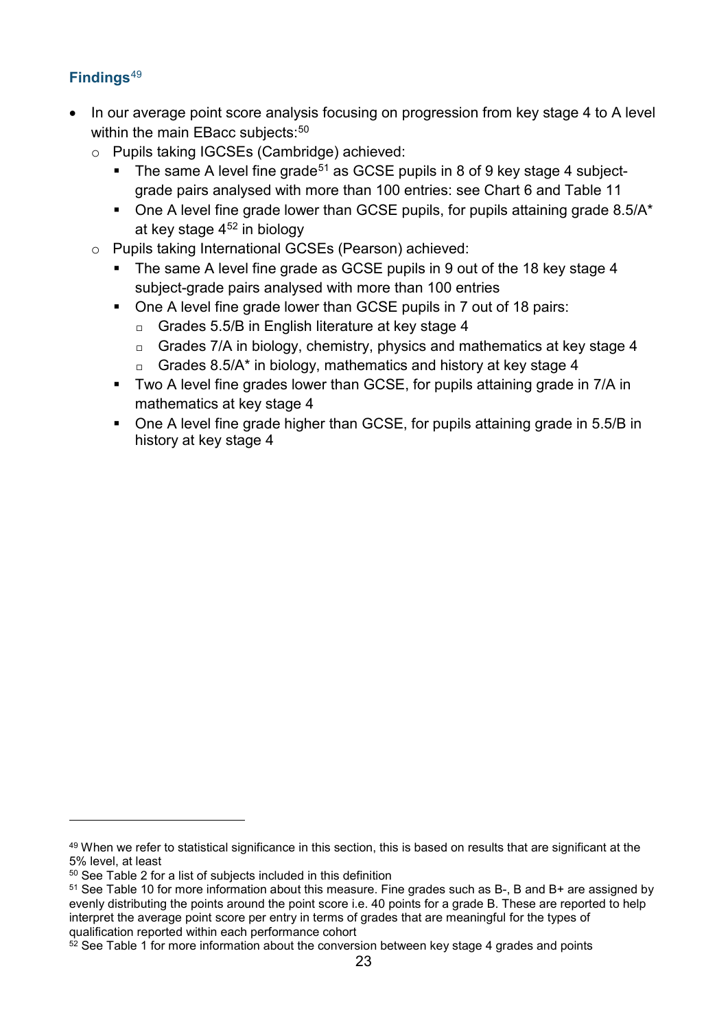### Findings[49]

- In our average point score analysis focusing on progression from key stage 4 to A level within the main EBacc subjects:[50]
  - Pupils taking IGCSEs (Cambridge) achieved:
    - The same A level fine grade[51] as GCSE pupils in 8 of 9 key stage 4 subject-grade pairs analysed with more than 100 entries: see Chart 6 and Table 11
    - One A level fine grade lower than GCSE pupils, for pupils attaining grade 8.5/A* at key stage 4[52] in biology
  - Pupils taking International GCSEs (Pearson) achieved:
    - The same A level fine grade as GCSE pupils in 9 out of the 18 key stage 4 subject-grade pairs analysed with more than 100 entries
    - One A level fine grade lower than GCSE pupils in 7 out of 18 pairs:
      - Grades 5.5/B in English literature at key stage 4
      - Grades 7/A in biology, chemistry, physics and mathematics at key stage 4
      - Grades 8.5/A* in biology, mathematics and history at key stage 4
    - Two A level fine grades lower than GCSE, for pupils attaining grade in 7/A in mathematics at key stage 4
    - One A level fine grade higher than GCSE, for pupils attaining grade in 5.5/B in history at key stage 4

---

[49] When we refer to statistical significance in this section, this is based on results that are significant at the 5% level, at least

[50] See Table 2 for a list of subjects included in this definition

[51] See Table 10 for more information about this measure. Fine grades such as B-, B and B+ are assigned by evenly distributing the points around the point score i.e. 40 points for a grade B. These are reported to help interpret the average point score per entry in terms of grades that are meaningful for the types of qualification reported within each performance cohort

[52] See Table 1 for more information about the conversion between key stage 4 grades and points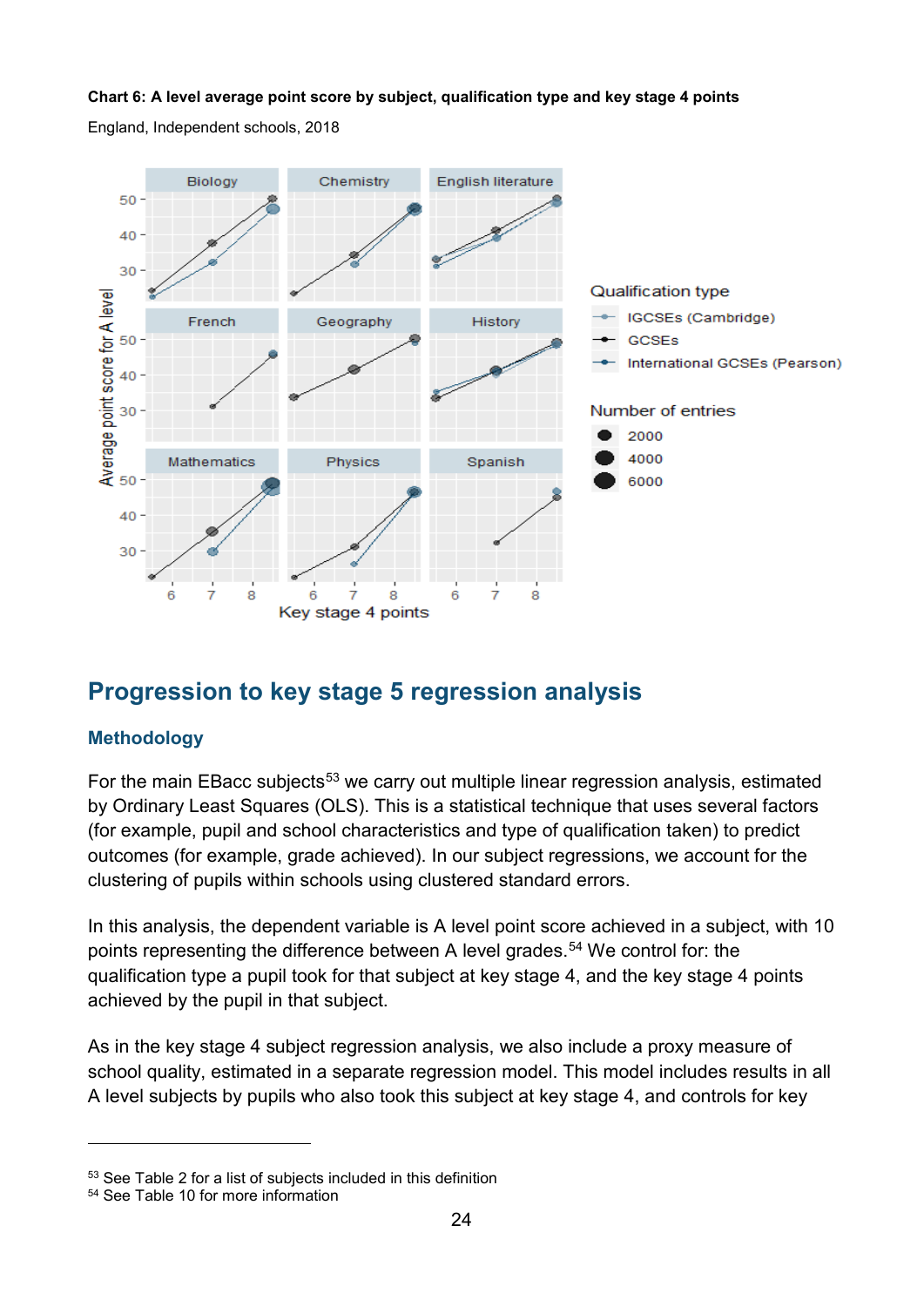**Chart 6: A level average point score by subject, qualification type and key stage 4 points**

England, Independent schools, 2018

## Progression to key stage 5 regression analysis

### Methodology

For the main EBacc subjects[53] we carry out multiple linear regression analysis, estimated by Ordinary Least Squares (OLS). This is a statistical technique that uses several factors (for example, pupil and school characteristics and type of qualification taken) to predict outcomes (for example, grade achieved). In our subject regressions, we account for the clustering of pupils within schools using clustered standard errors.

In this analysis, the dependent variable is A level point score achieved in a subject, with 10 points representing the difference between A level grades.[54] We control for: the qualification type a pupil took for that subject at key stage 4, and the key stage 4 points achieved by the pupil in that subject.

As in the key stage 4 subject regression analysis, we also include a proxy measure of school quality, estimated in a separate regression model. This model includes results in all A level subjects by pupils who also took this subject at key stage 4, and controls for key

---

[53] See Table 2 for a list of subjects included in this definition

[54] See Table 10 for more information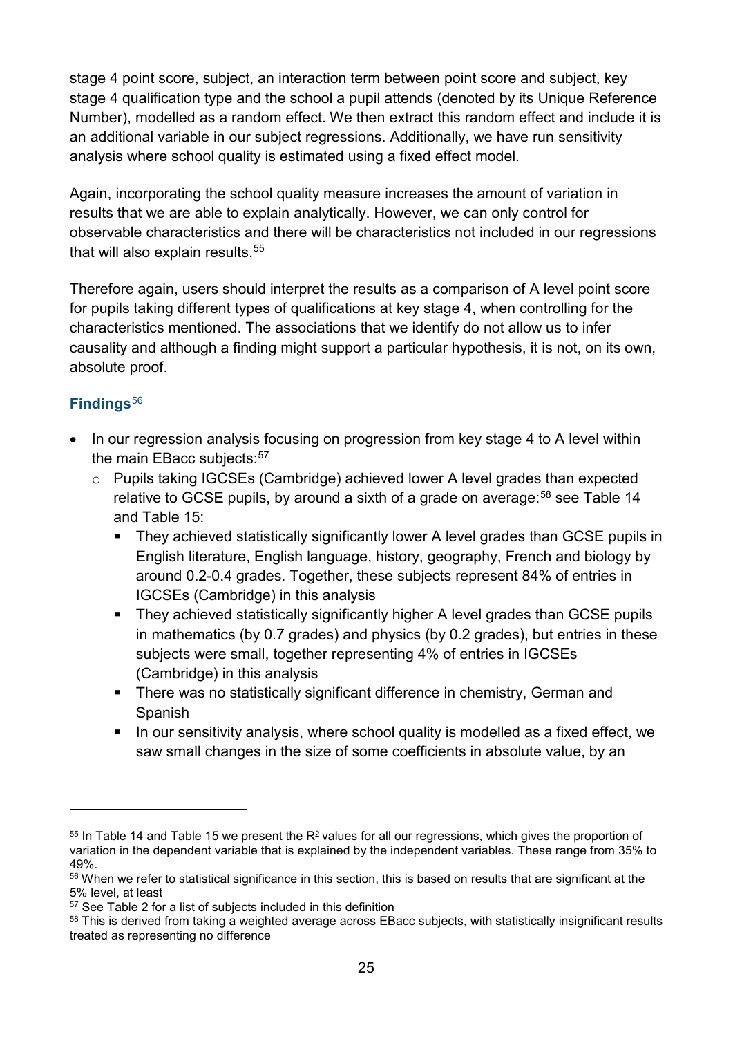stage 4 point score, subject, an interaction term between point score and subject, key stage 4 qualification type and the school a pupil attends (denoted by its Unique Reference Number), modelled as a random effect. We then extract this random effect and include it is an additional variable in our subject regressions. Additionally, we have run sensitivity analysis where school quality is estimated using a fixed effect model.

Again, incorporating the school quality measure increases the amount of variation in results that we are able to explain analytically. However, we can only control for observable characteristics and there will be characteristics not included in our regressions that will also explain results.[55]

Therefore again, users should interpret the results as a comparison of A level point score for pupils taking different types of qualifications at key stage 4, when controlling for the characteristics mentioned. The associations that we identify do not allow us to infer causality and although a finding might support a particular hypothesis, it is not, on its own, absolute proof.

### Findings[56]

- In our regression analysis focusing on progression from key stage 4 to A level within the main EBacc subjects:[57]
  - Pupils taking IGCSEs (Cambridge) achieved lower A level grades than expected relative to GCSE pupils, by around a sixth of a grade on average:[58] see Table 14 and Table 15:
    - They achieved statistically significantly lower A level grades than GCSE pupils in English literature, English language, history, geography, French and biology by around 0.2-0.4 grades. Together, these subjects represent 84% of entries in IGCSEs (Cambridge) in this analysis
    - They achieved statistically significantly higher A level grades than GCSE pupils in mathematics (by 0.7 grades) and physics (by 0.2 grades), but entries in these subjects were small, together representing 4% of entries in IGCSEs (Cambridge) in this analysis
    - There was no statistically significant difference in chemistry, German and Spanish
    - In our sensitivity analysis, where school quality is modelled as a fixed effect, we saw small changes in the size of some coefficients in absolute value, by an

---

[55] In Table 14 and Table 15 we present the $R^2$ values for all our regressions, which gives the proportion of variation in the dependent variable that is explained by the independent variables. These range from 35% to 49%.

[56] When we refer to statistical significance in this section, this is based on results that are significant at the 5% level, at least

[57] See Table 2 for a list of subjects included in this definition

[58] This is derived from taking a weighted average across EBacc subjects, with statistically insignificant results treated as representing no difference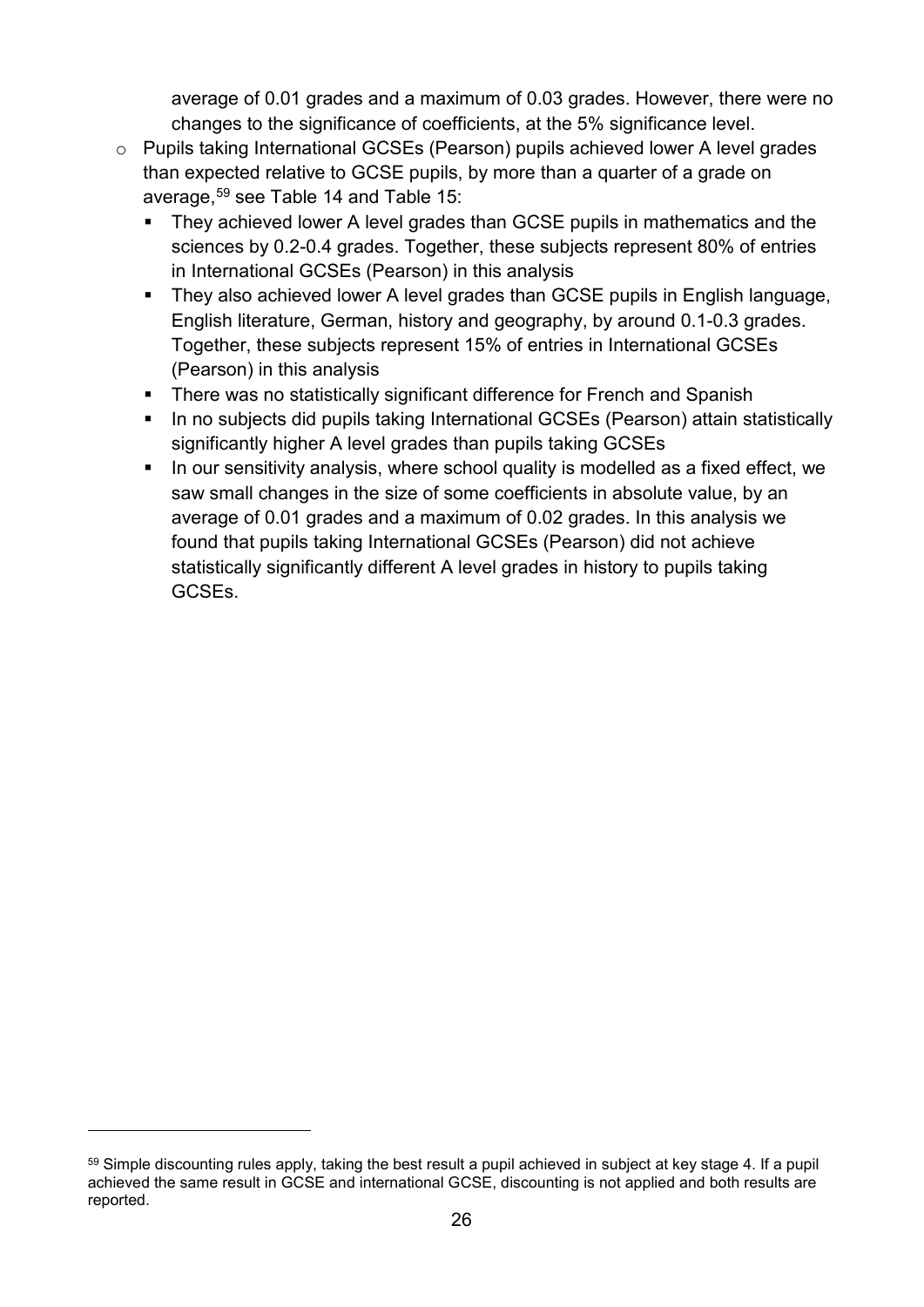average of 0.01 grades and a maximum of 0.03 grades. However, there were no changes to the significance of coefficients, at the 5% significance level.

- Pupils taking International GCSEs (Pearson) pupils achieved lower A level grades than expected relative to GCSE pupils, by more than a quarter of a grade on average,[59] see Table 14 and Table 15:
  - They achieved lower A level grades than GCSE pupils in mathematics and the sciences by 0.2-0.4 grades. Together, these subjects represent 80% of entries in International GCSEs (Pearson) in this analysis
  - They also achieved lower A level grades than GCSE pupils in English language, English literature, German, history and geography, by around 0.1-0.3 grades. Together, these subjects represent 15% of entries in International GCSEs (Pearson) in this analysis
  - There was no statistically significant difference for French and Spanish
  - In no subjects did pupils taking International GCSEs (Pearson) attain statistically significantly higher A level grades than pupils taking GCSEs
  - In our sensitivity analysis, where school quality is modelled as a fixed effect, we saw small changes in the size of some coefficients in absolute value, by an average of 0.01 grades and a maximum of 0.02 grades. In this analysis we found that pupils taking International GCSEs (Pearson) did not achieve statistically significantly different A level grades in history to pupils taking GCSEs.

[59] Simple discounting rules apply, taking the best result a pupil achieved in subject at key stage 4. If a pupil achieved the same result in GCSE and international GCSE, discounting is not applied and both results are reported.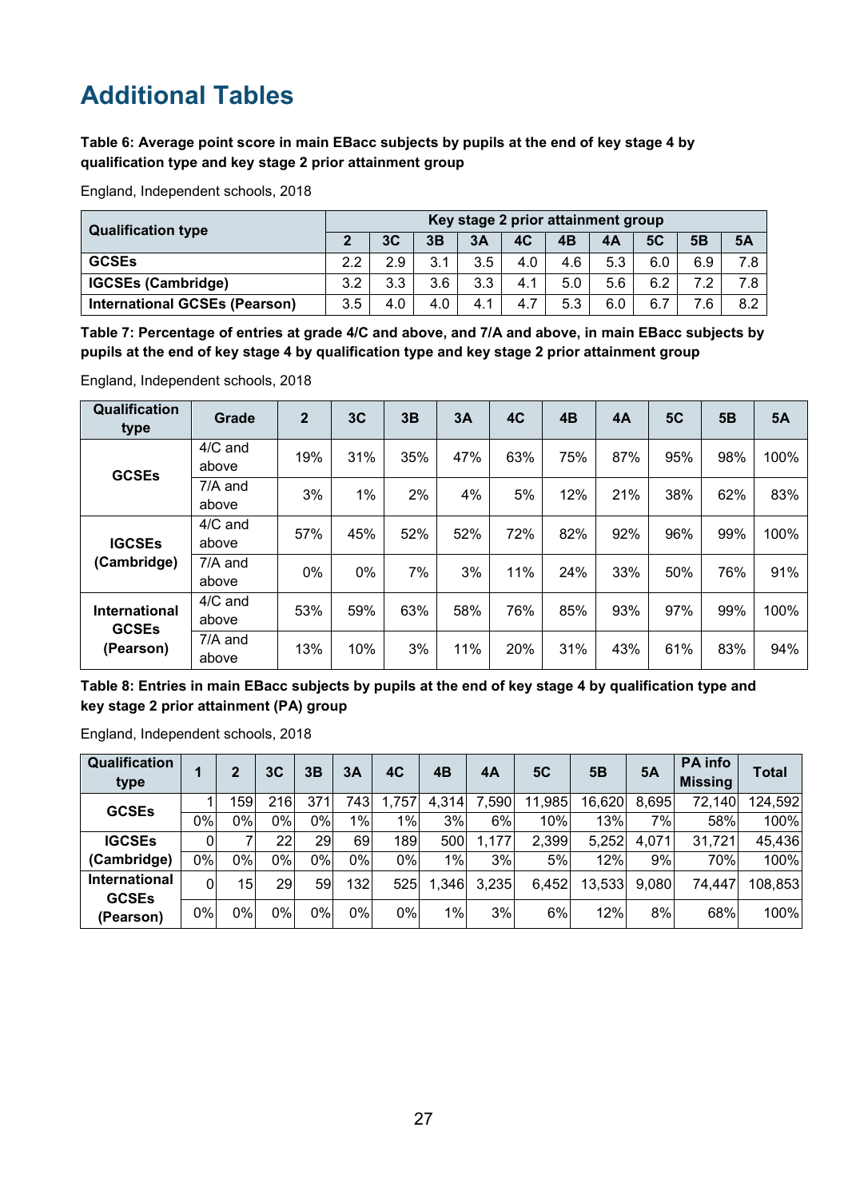# Additional Tables

**Table 6: Average point score in main EBacc subjects by pupils at the end of key stage 4 by qualification type and key stage 2 prior attainment group**

England, Independent schools, 2018

| Qualification type | Key stage 2 prior attainment group | | | | | | | | | |
|---|---|---|---|---|---|---|---|---|---|---|
| | 2 | 3C | 3B | 3A | 4C | 4B | 4A | 5C | 5B | 5A |
| **GCSEs** | 2.2 | 2.9 | 3.1 | 3.5 | 4.0 | 4.6 | 5.3 | 6.0 | 6.9 | 7.8 |
| **IGCSEs (Cambridge)** | 3.2 | 3.3 | 3.6 | 3.3 | 4.1 | 5.0 | 5.6 | 6.2 | 7.2 | 7.8 |
| **International GCSEs (Pearson)** | 3.5 | 4.0 | 4.0 | 4.1 | 4.7 | 5.3 | 6.0 | 6.7 | 7.6 | 8.2 |

**Table 7: Percentage of entries at grade 4/C and above, and 7/A and above, in main EBacc subjects by pupils at the end of key stage 4 by qualification type and key stage 2 prior attainment group**

England, Independent schools, 2018

| Qualification type | Grade | 2 | 3C | 3B | 3A | 4C | 4B | 4A | 5C | 5B | 5A |
|---|---|---|---|---|---|---|---|---|---|---|---|
| **GCSEs** | 4/C and above | 19% | 31% | 35% | 47% | 63% | 75% | 87% | 95% | 98% | 100% |
| | 7/A and above | 3% | 1% | 2% | 4% | 5% | 12% | 21% | 38% | 62% | 83% |
| **IGCSEs (Cambridge)** | 4/C and above | 57% | 45% | 52% | 52% | 72% | 82% | 92% | 96% | 99% | 100% |
| | 7/A and above | 0% | 0% | 7% | 3% | 11% | 24% | 33% | 50% | 76% | 91% |
| **International GCSEs (Pearson)** | 4/C and above | 53% | 59% | 63% | 58% | 76% | 85% | 93% | 97% | 99% | 100% |
| | 7/A and above | 13% | 10% | 3% | 11% | 20% | 31% | 43% | 61% | 83% | 94% |

**Table 8: Entries in main EBacc subjects by pupils at the end of key stage 4 by qualification type and key stage 2 prior attainment (PA) group**

England, Independent schools, 2018

| Qualification type | 1 | 2 | 3C | 3B | 3A | 4C | 4B | 4A | 5C | 5B | 5A | PA info Missing | Total |
|---|---|---|---|---|---|---|---|---|---|---|---|---|---|
| **GCSEs** | 1 | 159 | 216 | 371 | 743 | 1,757 | 4,314 | 7,590 | 11,985 | 16,620 | 8,695 | 72,140 | 124,592 |
| | 0% | 0% | 0% | 0% | 1% | 1% | 3% | 6% | 10% | 13% | 7% | 58% | 100% |
| **IGCSEs (Cambridge)** | 0 | 7 | 22 | 29 | 69 | 189 | 500 | 1,177 | 2,399 | 5,252 | 4,071 | 31,721 | 45,436 |
| | 0% | 0% | 0% | 0% | 0% | 0% | 1% | 3% | 5% | 12% | 9% | 70% | 100% |
| **International GCSEs (Pearson)** | 0 | 15 | 29 | 59 | 132 | 525 | 1,346 | 3,235 | 6,452 | 13,533 | 9,080 | 74,447 | 108,853 |
| | 0% | 0% | 0% | 0% | 0% | 0% | 1% | 3% | 6% | 12% | 8% | 68% | 100% |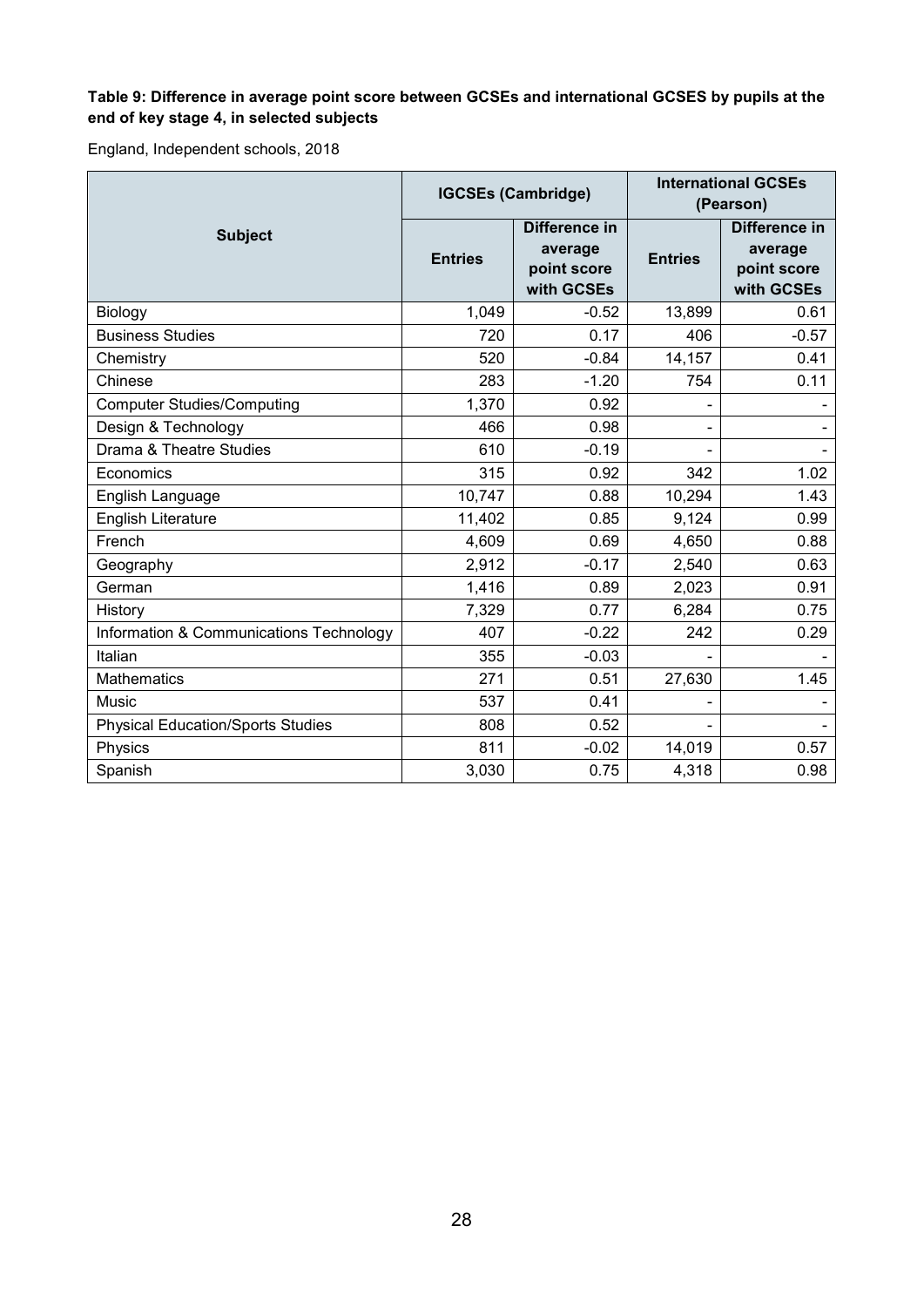**Table 9: Difference in average point score between GCSEs and international GCSES by pupils at the end of key stage 4, in selected subjects**

England, Independent schools, 2018

| Subject | IGCSEs (Cambridge) | | International GCSEs (Pearson) | |
|---|---|---|---|---|
| | Entries | Difference in average point score with GCSEs | Entries | Difference in average point score with GCSEs |
| Biology | 1,049 | -0.52 | 13,899 | 0.61 |
| Business Studies | 720 | 0.17 | 406 | -0.57 |
| Chemistry | 520 | -0.84 | 14,157 | 0.41 |
| Chinese | 283 | -1.20 | 754 | 0.11 |
| Computer Studies/Computing | 1,370 | 0.92 | - | - |
| Design & Technology | 466 | 0.98 | - | - |
| Drama & Theatre Studies | 610 | -0.19 | - | - |
| Economics | 315 | 0.92 | 342 | 1.02 |
| English Language | 10,747 | 0.88 | 10,294 | 1.43 |
| English Literature | 11,402 | 0.85 | 9,124 | 0.99 |
| French | 4,609 | 0.69 | 4,650 | 0.88 |
| Geography | 2,912 | -0.17 | 2,540 | 0.63 |
| German | 1,416 | 0.89 | 2,023 | 0.91 |
| History | 7,329 | 0.77 | 6,284 | 0.75 |
| Information & Communications Technology | 407 | -0.22 | 242 | 0.29 |
| Italian | 355 | -0.03 | - | - |
| Mathematics | 271 | 0.51 | 27,630 | 1.45 |
| Music | 537 | 0.41 | - | - |
| Physical Education/Sports Studies | 808 | 0.52 | - | - |
| Physics | 811 | -0.02 | 14,019 | 0.57 |
| Spanish | 3,030 | 0.75 | 4,318 | 0.98 |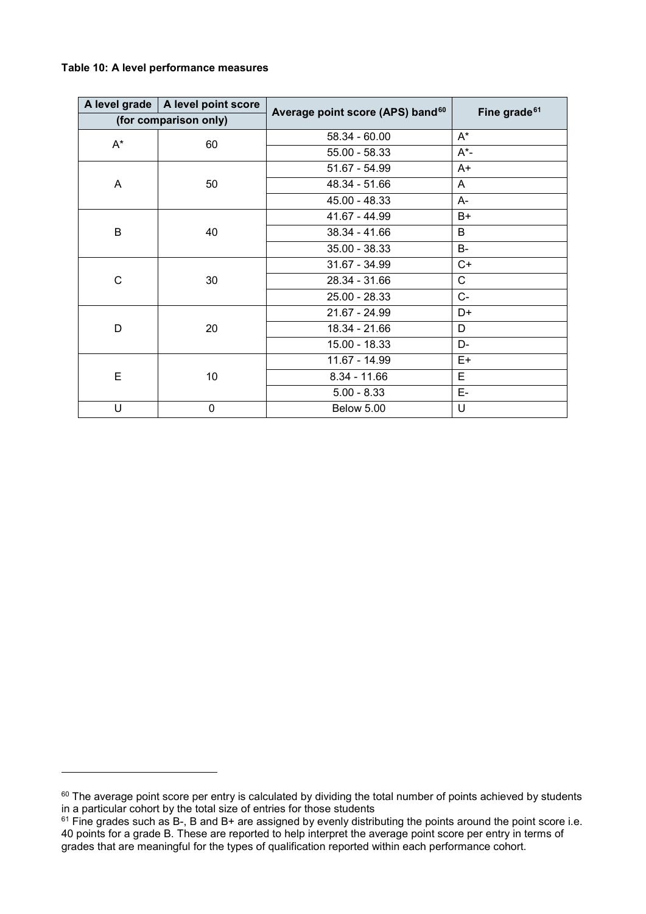**Table 10: A level performance measures**

| A level grade | A level point score | Average point score (APS) band[60] | Fine grade[61] |
|---|---|---|---|
| (for comparison only) | | | |
| A* | 60 | 58.34 - 60.00 | A* |
| | | 55.00 - 58.33 | A*- |
| A | 50 | 51.67 - 54.99 | A+ |
| | | 48.34 - 51.66 | A |
| | | 45.00 - 48.33 | A- |
| B | 40 | 41.67 - 44.99 | B+ |
| | | 38.34 - 41.66 | B |
| | | 35.00 - 38.33 | B- |
| C | 30 | 31.67 - 34.99 | C+ |
| | | 28.34 - 31.66 | C |
| | | 25.00 - 28.33 | C- |
| D | 20 | 21.67 - 24.99 | D+ |
| | | 18.34 - 21.66 | D |
| | | 15.00 - 18.33 | D- |
| E | 10 | 11.67 - 14.99 | E+ |
| | | 8.34 - 11.66 | E |
| | | 5.00 - 8.33 | E- |
| U | 0 | Below 5.00 | U |

[60] The average point score per entry is calculated by dividing the total number of points achieved by students in a particular cohort by the total size of entries for those students

[61] Fine grades such as B-, B and B+ are assigned by evenly distributing the points around the point score i.e. 40 points for a grade B. These are reported to help interpret the average point score per entry in terms of grades that are meaningful for the types of qualification reported within each performance cohort.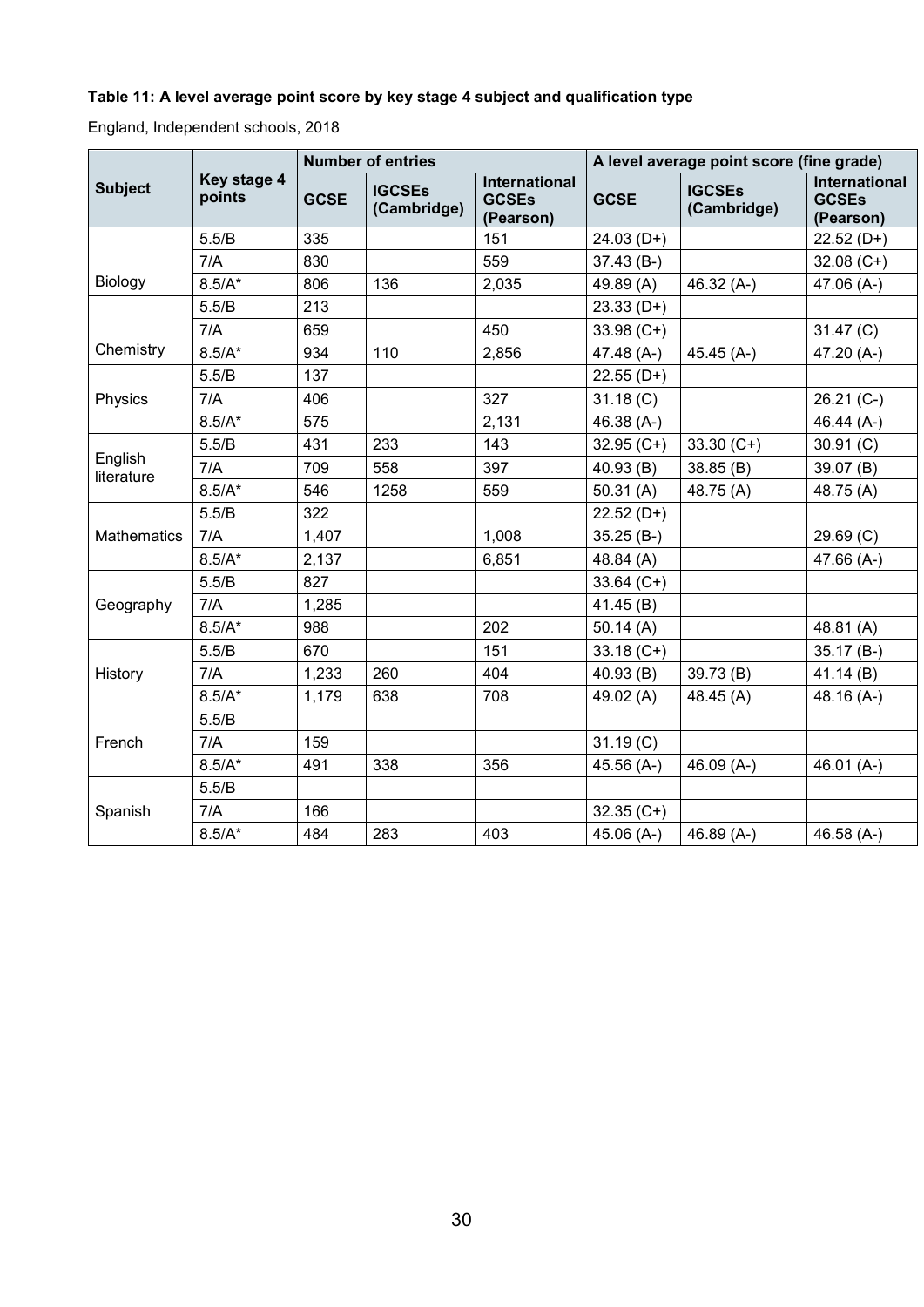**Table 11: A level average point score by key stage 4 subject and qualification type**

England, Independent schools, 2018

| Subject | Key stage 4 points | Number of entries | | | A level average point score (fine grade) | | |
|---|---|---|---|---|---|---|---|
| | | GCSE | IGCSEs (Cambridge) | International GCSEs (Pearson) | GCSE | IGCSEs (Cambridge) | International GCSEs (Pearson) |
| Biology | 5.5/B | 335 | | 151 | 24.03 (D+) | | 22.52 (D+) |
| | 7/A | 830 | | 559 | 37.43 (B-) | | 32.08 (C+) |
| | 8.5/A* | 806 | 136 | 2,035 | 49.89 (A) | 46.32 (A-) | 47.06 (A-) |
| Chemistry | 5.5/B | 213 | | | 23.33 (D+) | | |
| | 7/A | 659 | | 450 | 33.98 (C+) | | 31.47 (C) |
| | 8.5/A* | 934 | 110 | 2,856 | 47.48 (A-) | 45.45 (A-) | 47.20 (A-) |
| Physics | 5.5/B | 137 | | | 22.55 (D+) | | |
| | 7/A | 406 | | 327 | 31.18 (C) | | 26.21 (C-) |
| | 8.5/A* | 575 | | 2,131 | 46.38 (A-) | | 46.44 (A-) |
| English literature | 5.5/B | 431 | 233 | 143 | 32.95 (C+) | 33.30 (C+) | 30.91 (C) |
| | 7/A | 709 | 558 | 397 | 40.93 (B) | 38.85 (B) | 39.07 (B) |
| | 8.5/A* | 546 | 1258 | 559 | 50.31 (A) | 48.75 (A) | 48.75 (A) |
| Mathematics | 5.5/B | 322 | | | 22.52 (D+) | | |
| | 7/A | 1,407 | | 1,008 | 35.25 (B-) | | 29.69 (C) |
| | 8.5/A* | 2,137 | | 6,851 | 48.84 (A) | | 47.66 (A-) |
| Geography | 5.5/B | 827 | | | 33.64 (C+) | | |
| | 7/A | 1,285 | | | 41.45 (B) | | |
| | 8.5/A* | 988 | | 202 | 50.14 (A) | | 48.81 (A) |
| History | 5.5/B | 670 | | 151 | 33.18 (C+) | | 35.17 (B-) |
| | 7/A | 1,233 | 260 | 404 | 40.93 (B) | 39.73 (B) | 41.14 (B) |
| | 8.5/A* | 1,179 | 638 | 708 | 49.02 (A) | 48.45 (A) | 48.16 (A-) |
| French | 5.5/B | | | | | | |
| | 7/A | 159 | | | 31.19 (C) | | |
| | 8.5/A* | 491 | 338 | 356 | 45.56 (A-) | 46.09 (A-) | 46.01 (A-) |
| Spanish | 5.5/B | | | | | | |
| | 7/A | 166 | | | 32.35 (C+) | | |
| | 8.5/A* | 484 | 283 | 403 | 45.06 (A-) | 46.89 (A-) | 46.58 (A-) |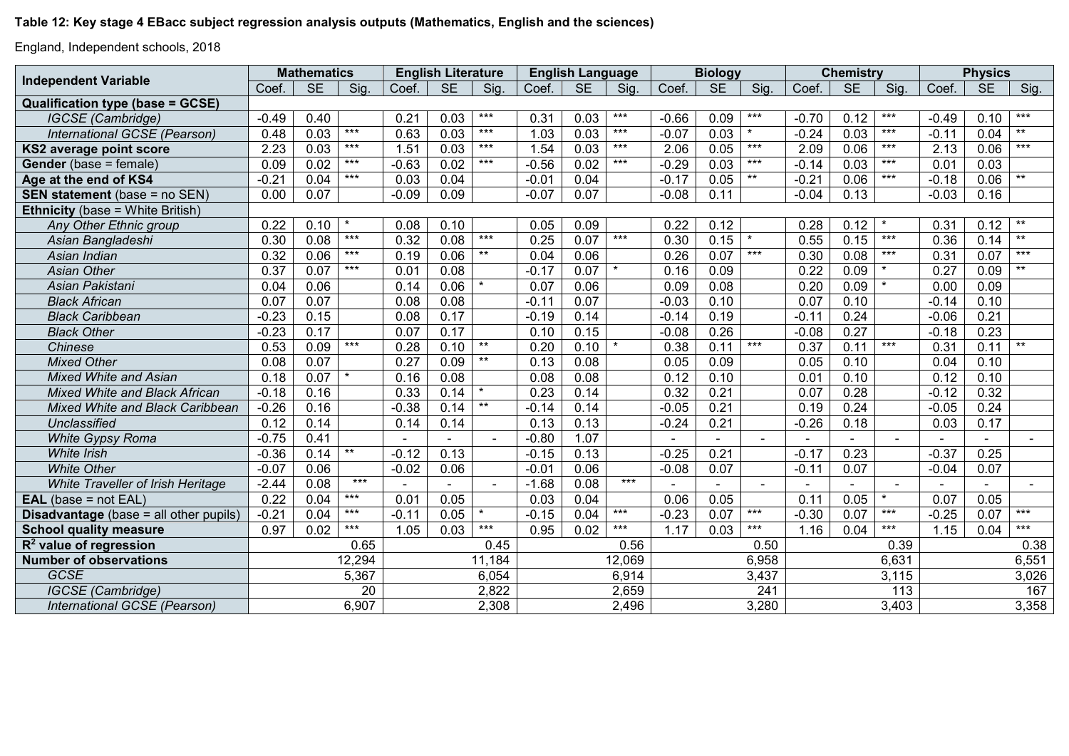**Table 12: Key stage 4 EBacc subject regression analysis outputs (Mathematics, English and the sciences)**

England, Independent schools, 2018

| Independent Variable | Mathematics | | | English Literature | | | English Language | | | Biology | | | Chemistry | | | Physics | | |
|---|---|---|---|---|---|---|---|---|---|---|---|---|---|---|---|---|---|---|
| | Coef. | SE | Sig. | Coef. | SE | Sig. | Coef. | SE | Sig. | Coef. | SE | Sig. | Coef. | SE | Sig. | Coef. | SE | Sig. |
| **Qualification type (base = GCSE)** | | | | | | | | | | | | | | | | | | |
| *IGCSE (Cambridge)* | -0.49 | 0.40 | | 0.21 | 0.03 | *** | 0.31 | 0.03 | *** | -0.66 | 0.09 | *** | -0.70 | 0.12 | *** | -0.49 | 0.10 | *** |
| *International GCSE (Pearson)* | 0.48 | 0.03 | *** | 0.63 | 0.03 | *** | 1.03 | 0.03 | *** | -0.07 | 0.03 | * | -0.24 | 0.03 | *** | -0.11 | 0.04 | ** |
| **KS2 average point score** | 2.23 | 0.03 | *** | 1.51 | 0.03 | *** | 1.54 | 0.03 | *** | 2.06 | 0.05 | *** | 2.09 | 0.06 | *** | 2.13 | 0.06 | *** |
| **Gender** (base = female) | 0.09 | 0.02 | *** | -0.63 | 0.02 | *** | -0.56 | 0.02 | *** | -0.29 | 0.03 | *** | -0.14 | 0.03 | *** | 0.01 | 0.03 | |
| **Age at the end of KS4** | -0.21 | 0.04 | *** | 0.03 | 0.04 | | -0.01 | 0.04 | | -0.17 | 0.05 | ** | -0.21 | 0.06 | *** | -0.18 | 0.06 | ** |
| **SEN statement** (base = no SEN) | 0.00 | 0.07 | | -0.09 | 0.09 | | -0.07 | 0.07 | | -0.08 | 0.11 | | -0.04 | 0.13 | | -0.03 | 0.16 | |
| **Ethnicity** (base = White British) | | | | | | | | | | | | | | | | | | |
| *Any Other Ethnic group* | 0.22 | 0.10 | * | 0.08 | 0.10 | | 0.05 | 0.09 | | 0.22 | 0.12 | | 0.28 | 0.12 | * | 0.31 | 0.12 | ** |
| *Asian Bangladeshi* | 0.30 | 0.08 | *** | 0.32 | 0.08 | *** | 0.25 | 0.07 | *** | 0.30 | 0.15 | * | 0.55 | 0.15 | *** | 0.36 | 0.14 | ** |
| *Asian Indian* | 0.32 | 0.06 | *** | 0.19 | 0.06 | ** | 0.04 | 0.06 | | 0.26 | 0.07 | *** | 0.30 | 0.08 | *** | 0.31 | 0.07 | *** |
| *Asian Other* | 0.37 | 0.07 | *** | 0.01 | 0.08 | | -0.17 | 0.07 | * | 0.16 | 0.09 | | 0.22 | 0.09 | * | 0.27 | 0.09 | ** |
| *Asian Pakistani* | 0.04 | 0.06 | | 0.14 | 0.06 | * | 0.07 | 0.06 | | 0.09 | 0.08 | | 0.20 | 0.09 | * | 0.00 | 0.09 | |
| *Black African* | 0.07 | 0.07 | | 0.08 | 0.08 | | -0.11 | 0.07 | | -0.03 | 0.10 | | 0.07 | 0.10 | | -0.14 | 0.10 | |
| *Black Caribbean* | -0.23 | 0.15 | | 0.08 | 0.17 | | -0.19 | 0.14 | | -0.14 | 0.19 | | -0.11 | 0.24 | | -0.06 | 0.21 | |
| *Black Other* | -0.23 | 0.17 | | 0.07 | 0.17 | | 0.10 | 0.15 | | -0.08 | 0.26 | | -0.08 | 0.27 | | -0.18 | 0.23 | |
| *Chinese* | 0.53 | 0.09 | *** | 0.28 | 0.10 | ** | 0.20 | 0.10 | * | 0.38 | 0.11 | *** | 0.37 | 0.11 | *** | 0.31 | 0.11 | ** |
| *Mixed Other* | 0.08 | 0.07 | | 0.27 | 0.09 | ** | 0.13 | 0.08 | | 0.05 | 0.09 | | 0.05 | 0.10 | | 0.04 | 0.10 | |
| *Mixed White and Asian* | 0.18 | 0.07 | * | 0.16 | 0.08 | | 0.08 | 0.08 | | 0.12 | 0.10 | | 0.01 | 0.10 | | 0.12 | 0.10 | |
| *Mixed White and Black African* | -0.18 | 0.16 | | 0.33 | 0.14 | * | 0.23 | 0.14 | | 0.32 | 0.21 | | 0.07 | 0.28 | | -0.12 | 0.32 | |
| *Mixed White and Black Caribbean* | -0.26 | 0.16 | | -0.38 | 0.14 | ** | -0.14 | 0.14 | | -0.05 | 0.21 | | 0.19 | 0.24 | | -0.05 | 0.24 | |
| *Unclassified* | 0.12 | 0.14 | | 0.14 | 0.14 | | 0.13 | 0.13 | | -0.24 | 0.21 | | -0.26 | 0.18 | | 0.03 | 0.17 | |
| *White Gypsy Roma* | -0.75 | 0.41 | | - | - | - | -0.80 | 1.07 | | - | - | - | - | - | - | - | - | - |
| *White Irish* | -0.36 | 0.14 | ** | -0.12 | 0.13 | | -0.15 | 0.13 | | -0.25 | 0.21 | | -0.17 | 0.23 | | -0.37 | 0.25 | |
| *White Other* | -0.07 | 0.06 | | -0.02 | 0.06 | | -0.01 | 0.06 | | -0.08 | 0.07 | | -0.11 | 0.07 | | -0.04 | 0.07 | |
| *White Traveller of Irish Heritage* | -2.44 | 0.08 | *** | - | - | - | -1.68 | 0.08 | *** | - | - | - | - | - | - | - | - | - |
| **EAL** (base = not EAL) | 0.22 | 0.04 | *** | 0.01 | 0.05 | | 0.03 | 0.04 | | 0.06 | 0.05 | | 0.11 | 0.05 | * | 0.07 | 0.05 | |
| **Disadvantage** (base = all other pupils) | -0.21 | 0.04 | *** | -0.11 | 0.05 | * | -0.15 | 0.04 | *** | -0.23 | 0.07 | *** | -0.30 | 0.07 | *** | -0.25 | 0.07 | *** |
| **School quality measure** | 0.97 | 0.02 | *** | 1.05 | 0.03 | *** | 0.95 | 0.02 | *** | 1.17 | 0.03 | *** | 1.16 | 0.04 | *** | 1.15 | 0.04 | *** |
| **$R^2$ value of regression** | | | 0.65 | | | 0.45 | | | 0.56 | | | 0.50 | | | 0.39 | | | 0.38 |
| **Number of observations** | | | 12,294 | | | 11,184 | | | 12,069 | | | 6,958 | | | 6,631 | | | 6,551 |
| *GCSE* | | | 5,367 | | | 6,054 | | | 6,914 | | | 3,437 | | | 3,115 | | | 3,026 |
| *IGCSE (Cambridge)* | | | 20 | | | 2,822 | | | 2,659 | | | 241 | | | 113 | | | 167 |
| *International GCSE (Pearson)* | | | 6,907 | | | 2,308 | | | 2,496 | | | 3,280 | | | 3,403 | | | 3,358 |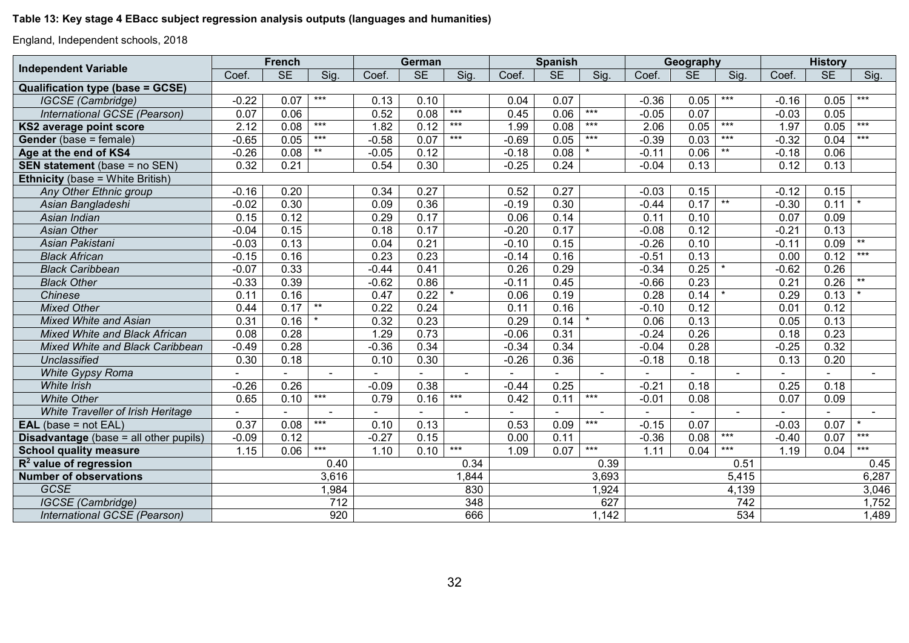**Table 13: Key stage 4 EBacc subject regression analysis outputs (languages and humanities)**

England, Independent schools, 2018

| Independent Variable | French | | | German | | | Spanish | | | Geography | | | History | | |
|---|---|---|---|---|---|---|---|---|---|---|---|---|---|---|---|
| | Coef. | SE | Sig. | Coef. | SE | Sig. | Coef. | SE | Sig. | Coef. | SE | Sig. | Coef. | SE | Sig. |
| **Qualification type (base = GCSE)** | | | | | | | | | | | | | | | |
| *IGCSE (Cambridge)* | -0.22 | 0.07 | *** | 0.13 | 0.10 | | 0.04 | 0.07 | | -0.36 | 0.05 | *** | -0.16 | 0.05 | *** |
| *International GCSE (Pearson)* | 0.07 | 0.06 | | 0.52 | 0.08 | *** | 0.45 | 0.06 | *** | -0.05 | 0.07 | | -0.03 | 0.05 | |
| **KS2 average point score** | 2.12 | 0.08 | *** | 1.82 | 0.12 | *** | 1.99 | 0.08 | *** | 2.06 | 0.05 | *** | 1.97 | 0.05 | *** |
| **Gender** (base = female) | -0.65 | 0.05 | *** | -0.58 | 0.07 | *** | -0.69 | 0.05 | *** | -0.39 | 0.03 | *** | -0.32 | 0.04 | *** |
| **Age at the end of KS4** | -0.26 | 0.08 | ** | -0.05 | 0.12 | | -0.18 | 0.08 | * | -0.11 | 0.06 | ** | -0.18 | 0.06 | |
| **SEN statement** (base = no SEN) | 0.32 | 0.21 | | 0.54 | 0.30 | | -0.25 | 0.24 | | -0.04 | 0.13 | | 0.12 | 0.13 | |
| **Ethnicity** (base = White British) | | | | | | | | | | | | | | | |
| *Any Other Ethnic group* | -0.16 | 0.20 | | 0.34 | 0.27 | | 0.52 | 0.27 | | -0.03 | 0.15 | | -0.12 | 0.15 | |
| *Asian Bangladeshi* | -0.02 | 0.30 | | 0.09 | 0.36 | | -0.19 | 0.30 | | -0.44 | 0.17 | ** | -0.30 | 0.11 | * |
| *Asian Indian* | 0.15 | 0.12 | | 0.29 | 0.17 | | 0.06 | 0.14 | | 0.11 | 0.10 | | 0.07 | 0.09 | |
| *Asian Other* | -0.04 | 0.15 | | 0.18 | 0.17 | | -0.20 | 0.17 | | -0.08 | 0.12 | | -0.21 | 0.13 | |
| *Asian Pakistani* | -0.03 | 0.13 | | 0.04 | 0.21 | | -0.10 | 0.15 | | -0.26 | 0.10 | | -0.11 | 0.09 | ** |
| *Black African* | -0.15 | 0.16 | | 0.23 | 0.23 | | -0.14 | 0.16 | | -0.51 | 0.13 | | 0.00 | 0.12 | *** |
| *Black Caribbean* | -0.07 | 0.33 | | -0.44 | 0.41 | | 0.26 | 0.29 | | -0.34 | 0.25 | * | -0.62 | 0.26 | |
| *Black Other* | -0.33 | 0.39 | | -0.62 | 0.86 | | -0.11 | 0.45 | | -0.66 | 0.23 | | 0.21 | 0.26 | ** |
| *Chinese* | 0.11 | 0.16 | | 0.47 | 0.22 | * | 0.06 | 0.19 | | 0.28 | 0.14 | * | 0.29 | 0.13 | * |
| *Mixed Other* | 0.44 | 0.17 | ** | 0.22 | 0.24 | | 0.11 | 0.16 | | -0.10 | 0.12 | | 0.01 | 0.12 | |
| *Mixed White and Asian* | 0.31 | 0.16 | * | 0.32 | 0.23 | | 0.29 | 0.14 | * | 0.06 | 0.13 | | 0.05 | 0.13 | |
| *Mixed White and Black African* | 0.08 | 0.28 | | 1.29 | 0.73 | | -0.06 | 0.31 | | -0.24 | 0.26 | | 0.18 | 0.23 | |
| *Mixed White and Black Caribbean* | -0.49 | 0.28 | | -0.36 | 0.34 | | -0.34 | 0.34 | | -0.04 | 0.28 | | -0.25 | 0.32 | |
| *Unclassified* | 0.30 | 0.18 | | 0.10 | 0.30 | | -0.26 | 0.36 | | -0.18 | 0.18 | | 0.13 | 0.20 | |
| *White Gypsy Roma* | - | - | - | - | - | - | - | - | - | - | - | - | - | - | - |
| *White Irish* | -0.26 | 0.26 | | -0.09 | 0.38 | | -0.44 | 0.25 | | -0.21 | 0.18 | | 0.25 | 0.18 | |
| *White Other* | 0.65 | 0.10 | *** | 0.79 | 0.16 | *** | 0.42 | 0.11 | *** | -0.01 | 0.08 | | 0.07 | 0.09 | |
| *White Traveller of Irish Heritage* | - | - | - | - | - | - | - | - | - | - | - | - | - | - | - |
| **EAL** (base = not EAL) | 0.37 | 0.08 | *** | 0.10 | 0.13 | | 0.53 | 0.09 | *** | -0.15 | 0.07 | | -0.03 | 0.07 | * |
| **Disadvantage** (base = all other pupils) | -0.09 | 0.12 | | -0.27 | 0.15 | | 0.00 | 0.11 | | -0.36 | 0.08 | *** | -0.40 | 0.07 | *** |
| **School quality measure** | 1.15 | 0.06 | *** | 1.10 | 0.10 | *** | 1.09 | 0.07 | *** | 1.11 | 0.04 | *** | 1.19 | 0.04 | *** |
| **$R^2$ value of regression** | | | 0.40 | | | 0.34 | | | 0.39 | | | 0.51 | | | 0.45 |
| **Number of observations** | | | 3,616 | | | 1,844 | | | 3,693 | | | 5,415 | | | 6,287 |
| *GCSE* | | | 1,984 | | | 830 | | | 1,924 | | | 4,139 | | | 3,046 |
| *IGCSE (Cambridge)* | | | 712 | | | 348 | | | 627 | | | 742 | | | 1,752 |
| *International GCSE (Pearson)* | | | 920 | | | 666 | | | 1,142 | | | 534 | | | 1,489 |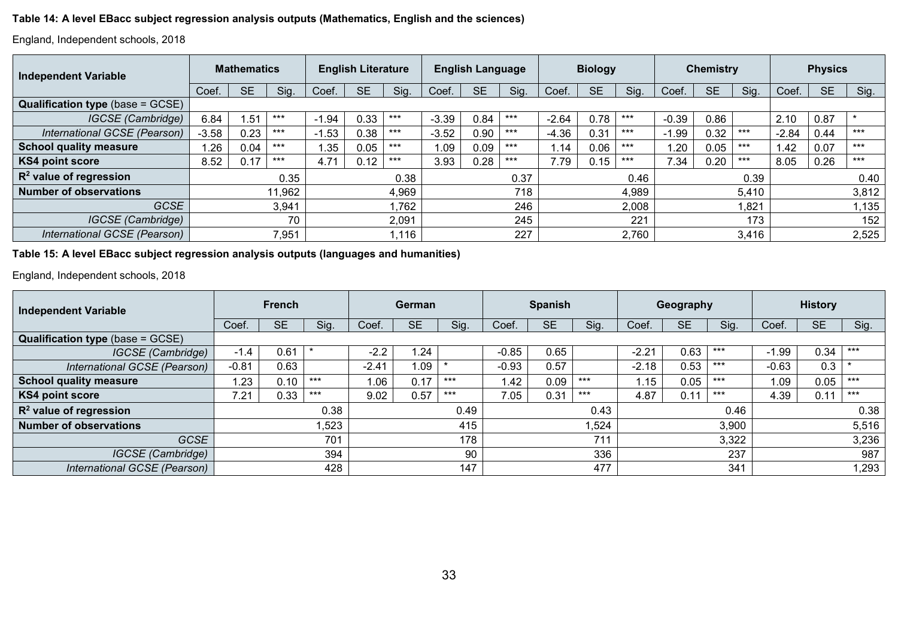**Table 14: A level EBacc subject regression analysis outputs (Mathematics, English and the sciences)**

England, Independent schools, 2018

| Independent Variable | Mathematics | | | English Literature | | | English Language | | | Biology | | | Chemistry | | | Physics | | |
|---|---|---|---|---|---|---|---|---|---|---|---|---|---|---|---|---|---|---|
| | Coef. | SE | Sig. | Coef. | SE | Sig. | Coef. | SE | Sig. | Coef. | SE | Sig. | Coef. | SE | Sig. | Coef. | SE | Sig. |
| **Qualification type** (base = GCSE) | | | | | | | | | | | | | | | | | | |
| *IGCSE (Cambridge)* | 6.84 | 1.51 | *** | -1.94 | 0.33 | *** | -3.39 | 0.84 | *** | -2.64 | 0.78 | *** | -0.39 | 0.86 | | 2.10 | 0.87 | * |
| *International GCSE (Pearson)* | -3.58 | 0.23 | *** | -1.53 | 0.38 | *** | -3.52 | 0.90 | *** | -4.36 | 0.31 | *** | -1.99 | 0.32 | *** | -2.84 | 0.44 | *** |
| **School quality measure** | 1.26 | 0.04 | *** | 1.35 | 0.05 | *** | 1.09 | 0.09 | *** | 1.14 | 0.06 | *** | 1.20 | 0.05 | *** | 1.42 | 0.07 | *** |
| **KS4 point score** | 8.52 | 0.17 | *** | 4.71 | 0.12 | *** | 3.93 | 0.28 | *** | 7.79 | 0.15 | *** | 7.34 | 0.20 | *** | 8.05 | 0.26 | *** |
| **$R^2$ value of regression** | | | 0.35 | | | 0.38 | | | 0.37 | | | 0.46 | | | 0.39 | | | 0.40 |
| **Number of observations** | | | 11,962 | | | 4,969 | | | 718 | | | 4,989 | | | 5,410 | | | 3,812 |
| *GCSE* | | | 3,941 | | | 1,762 | | | 246 | | | 2,008 | | | 1,821 | | | 1,135 |
| *IGCSE (Cambridge)* | | | 70 | | | 2,091 | | | 245 | | | 221 | | | 173 | | | 152 |
| *International GCSE (Pearson)* | | | 7,951 | | | 1,116 | | | 227 | | | 2,760 | | | 3,416 | | | 2,525 |

**Table 15: A level EBacc subject regression analysis outputs (languages and humanities)**

England, Independent schools, 2018

| Independent Variable | French | | | German | | | Spanish | | | Geography | | | History | | |
|---|---|---|---|---|---|---|---|---|---|---|---|---|---|---|---|
| | Coef. | SE | Sig. | Coef. | SE | Sig. | Coef. | SE | Sig. | Coef. | SE | Sig. | Coef. | SE | Sig. |
| **Qualification type** (base = GCSE) | | | | | | | | | | | | | | | |
| *IGCSE (Cambridge)* | -1.4 | 0.61 | * | -2.2 | 1.24 | | -0.85 | 0.65 | | -2.21 | 0.63 | *** | -1.99 | 0.34 | *** |
| *International GCSE (Pearson)* | -0.81 | 0.63 | | -2.41 | 1.09 | * | -0.93 | 0.57 | | -2.18 | 0.53 | *** | -0.63 | 0.3 | * |
| **School quality measure** | 1.23 | 0.10 | *** | 1.06 | 0.17 | *** | 1.42 | 0.09 | *** | 1.15 | 0.05 | *** | 1.09 | 0.05 | *** |
| **KS4 point score** | 7.21 | 0.33 | *** | 9.02 | 0.57 | *** | 7.05 | 0.31 | *** | 4.87 | 0.11 | *** | 4.39 | 0.11 | *** |
| **$R^2$ value of regression** | | | 0.38 | | | 0.49 | | | 0.43 | | | 0.46 | | | 0.38 |
| **Number of observations** | | | 1,523 | | | 415 | | | 1,524 | | | 3,900 | | | 5,516 |
| *GCSE* | | | 701 | | | 178 | | | 711 | | | 3,322 | | | 3,236 |
| *IGCSE (Cambridge)* | | | 394 | | | 90 | | | 336 | | | 237 | | | 987 |
| *International GCSE (Pearson)* | | | 428 | | | 147 | | | 477 | | | 341 | | | 1,293 |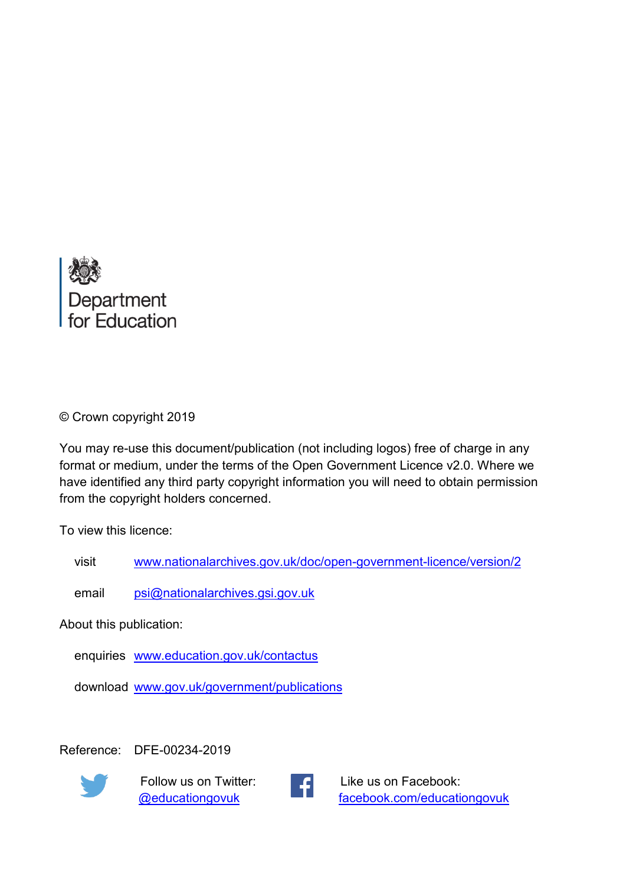Department for Education

© Crown copyright 2019

You may re-use this document/publication (not including logos) free of charge in any format or medium, under the terms of the Open Government Licence v2.0. Where we have identified any third party copyright information you will need to obtain permission from the copyright holders concerned.

To view this licence:

visit www.nationalarchives.gov.uk/doc/open-government-licence/version/2

email psi@nationalarchives.gsi.gov.uk

About this publication:

enquiries www.education.gov.uk/contactus

download www.gov.uk/government/publications

Reference: DFE-00234-2019

Follow us on Twitter: @educationgovuk

Like us on Facebook: facebook.com/educationgovuk